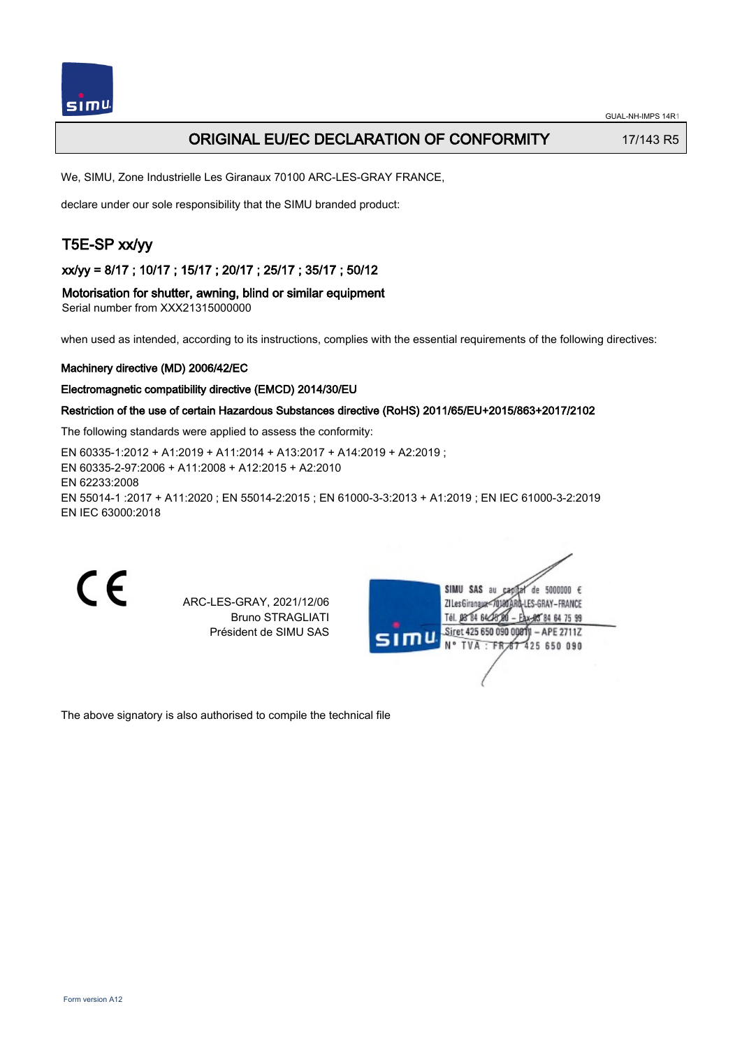# ORIGINAL EU/EC DECLARATION OF CONFORMITY

17/143 R5

We, SIMU, Zone Industrielle Les Giranaux 70100 ARC-LES-GRAY FRANCE,

declare under our sole responsibility that the SIMU branded product:

## T5E-SP xx/yy

### xx/yy = 8/17 ; 10/17 ; 15/17 ; 20/17 ; 25/17 ; 35/17 ; 50/12

**Motorisation for shutter, awning, blind or similar equipment**

Serial number from XXX21315000000

when used as intended, according to its instructions, complies with the essential requirements of the following directives:

**Machinery directive (MD) 2006/42/EC**

**Electromagnetic compatibility directive (EMCD) 2014/30/EU**

**Restriction of the use of certain Hazardous Substances directive (RoHS) 2011/65/EU+2015/863+2017/2102**

The following standards were applied to assess the conformity:

EN 60335-1:2012 + A1:2019 + A11:2014 + A13:2017 + A14:2019 + A2:2019 ;
EN 60335-2-97:2006 + A11:2008 + A12:2015 + A2:2010
EN 62233:2008
EN 55014-1 :2017 + A11:2020 ; EN 55014-2:2015 ; EN 61000-3-3:2013 + A1:2019 ; EN IEC 61000-3-2:2019
EN IEC 63000:2018

CE

ARC-LES-GRAY, 2021/12/06
Bruno STRAGLIATI
Président de SIMU SAS

SIMU SAS au capital de 5000000 €
ZI Les Giranaux 70100 ARC-LES-GRAY-FRANCE
Tél. 03 84 64 75 00 – Fax 03 84 64 75 99
Siret 425 650 090 00011 – APE 2711Z
N° TVA : FR 87 425 650 090

The above signatory is also authorised to compile the technical file

Form version A12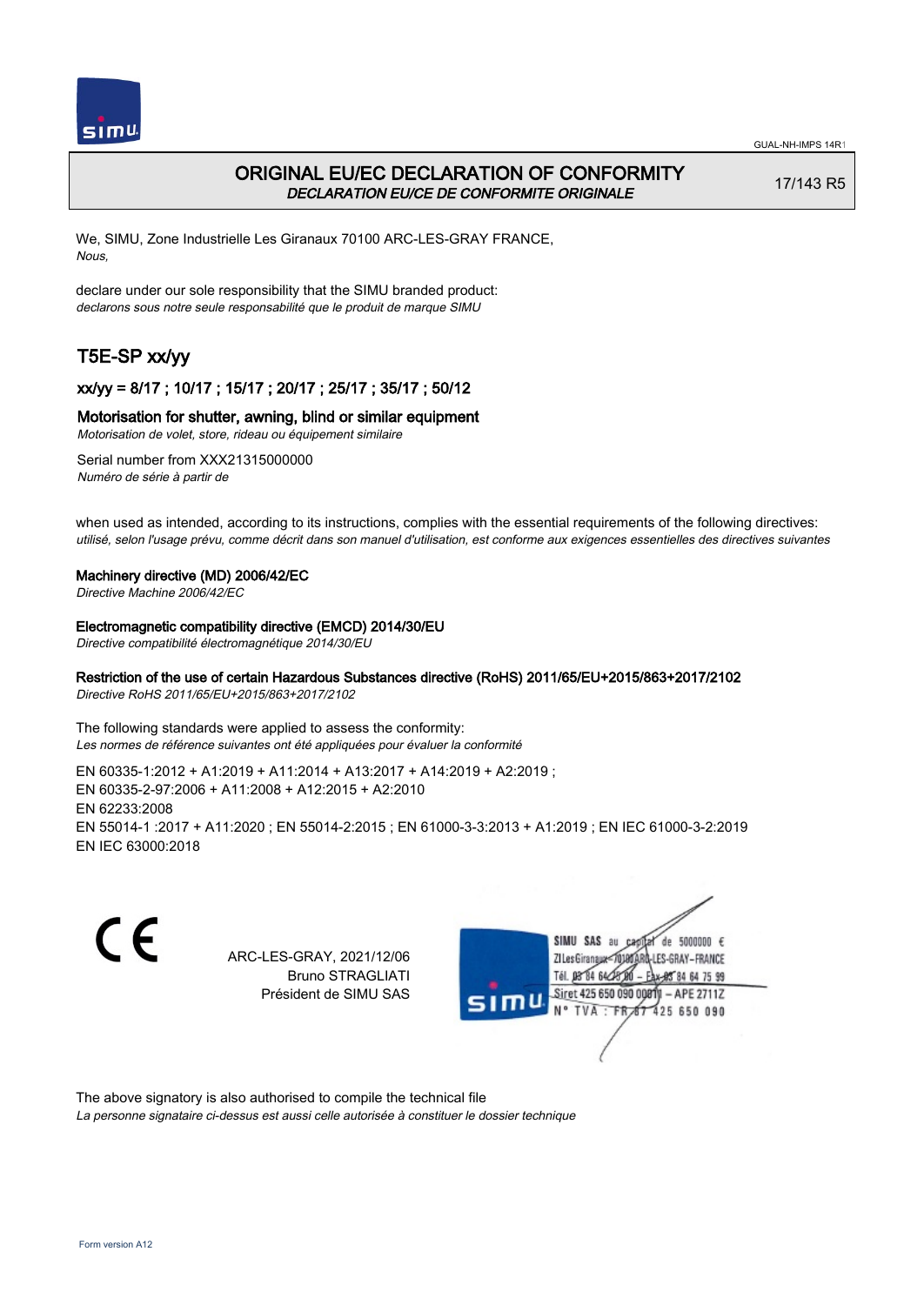# ORIGINAL EU/EC DECLARATION OF CONFORMITY

*DECLARATION EU/CE DE CONFORMITE ORIGINALE*

17/143 R5

We, SIMU, Zone Industrielle Les Giranaux 70100 ARC-LES-GRAY FRANCE,
*Nous,*

declare under our sole responsibility that the SIMU branded product:
*declarons sous notre seule responsabilité que le produit de marque SIMU*

## T5E-SP xx/yy

### xx/yy = 8/17 ; 10/17 ; 15/17 ; 20/17 ; 25/17 ; 35/17 ; 50/12

### Motorisation for shutter, awning, blind or similar equipment

*Motorisation de volet, store, rideau ou équipement similaire*

Serial number from XXX21315000000
*Numéro de série à partir de*

when used as intended, according to its instructions, complies with the essential requirements of the following directives:
*utilisé, selon l'usage prévu, comme décrit dans son manuel d'utilisation, est conforme aux exigences essentielles des directives suivantes*

**Machinery directive (MD) 2006/42/EC**
*Directive Machine 2006/42/EC*

**Electromagnetic compatibility directive (EMCD) 2014/30/EU**
*Directive compatibilité électromagnétique 2014/30/EU*

**Restriction of the use of certain Hazardous Substances directive (RoHS) 2011/65/EU+2015/863+2017/2102**
*Directive RoHS 2011/65/EU+2015/863+2017/2102*

The following standards were applied to assess the conformity:
*Les normes de référence suivantes ont été appliquées pour évaluer la conformité*

EN 60335-1:2012 + A1:2019 + A11:2014 + A13:2017 + A14:2019 + A2:2019 ;
EN 60335-2-97:2006 + A11:2008 + A12:2015 + A2:2010
EN 62233:2008
EN 55014-1 :2017 + A11:2020 ; EN 55014-2:2015 ; EN 61000-3-3:2013 + A1:2019 ; EN IEC 61000-3-2:2019
EN IEC 63000:2018

CE

ARC-LES-GRAY, 2021/12/06
Bruno STRAGLIATI
Président de SIMU SAS

SIMU SAS au capital de 5000000 €
ZI Les Giranaux 70100 ARC-LES-GRAY-FRANCE
Tél. 03 84 64 75 00 – Fax 03 84 64 75 99
Siret 425 650 090 00011 – APE 2711Z
N° TVA : FR 87 425 650 090

The above signatory is also authorised to compile the technical file
*La personne signataire ci-dessus est aussi celle autorisée à constituer le dossier technique*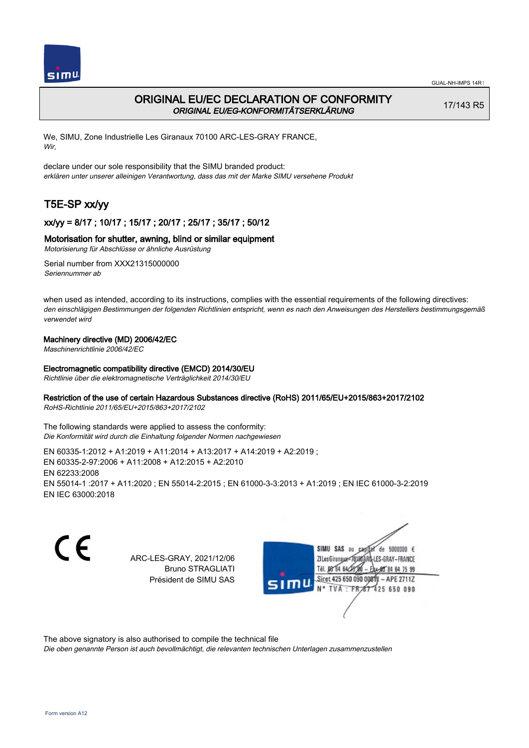# ORIGINAL EU/EC DECLARATION OF CONFORMITY

*ORIGINAL EU/EG-KONFORMITÄTSERKLÄRUNG*

17/143 R5

We, SIMU, Zone Industrielle Les Giranaux 70100 ARC-LES-GRAY FRANCE,
*Wir,*

declare under our sole responsibility that the SIMU branded product:
*erklären unter unserer alleinigen Verantwortung, dass das mit der Marke SIMU versehene Produkt*

## T5E-SP xx/yy

### xx/yy = 8/17 ; 10/17 ; 15/17 ; 20/17 ; 25/17 ; 35/17 ; 50/12

**Motorisation for shutter, awning, blind or similar equipment**
*Motorisierung für Abschlüsse or ähnliche Ausrüstung*

Serial number from XXX21315000000
*Seriennummer ab*

when used as intended, according to its instructions, complies with the essential requirements of the following directives:
*den einschlägigen Bestimmungen der folgenden Richtlinien entspricht, wenn es nach den Anweisungen des Herstellers bestimmungsgemäß verwendet wird*

**Machinery directive (MD) 2006/42/EC**
*Maschinenrichtlinie 2006/42/EC*

**Electromagnetic compatibility directive (EMCD) 2014/30/EU**
*Richtlinie über die elektromagnetische Verträglichkeit 2014/30/EU*

**Restriction of the use of certain Hazardous Substances directive (RoHS) 2011/65/EU+2015/863+2017/2102**
*RoHS-Richtlinie 2011/65/EU+2015/863+2017/2102*

The following standards were applied to assess the conformity:
*Die Konformität wird durch die Einhaltung folgender Normen nachgewiesen*

EN 60335-1:2012 + A1:2019 + A11:2014 + A13:2017 + A14:2019 + A2:2019 ;
EN 60335-2-97:2006 + A11:2008 + A12:2015 + A2:2010
EN 62233:2008
EN 55014-1 :2017 + A11:2020 ; EN 55014-2:2015 ; EN 61000-3-3:2013 + A1:2019 ; EN IEC 61000-3-2:2019
EN IEC 63000:2018

ARC-LES-GRAY, 2021/12/06
Bruno STRAGLIATI
Président de SIMU SAS

SIMU SAS au capital de 5000000 €
ZI Les Giranaux 70100 ARC-LES-GRAY-FRANCE
Tél. 03 84 64 75 00 – Fax 03 84 64 75 99
Siret 425 650 090 00011 – APE 2711Z
N° TVA : FR 67 425 650 090

The above signatory is also authorised to compile the technical file
*Die oben genannte Person ist auch bevollmächtigt, die relevanten technischen Unterlagen zusammenzustellen*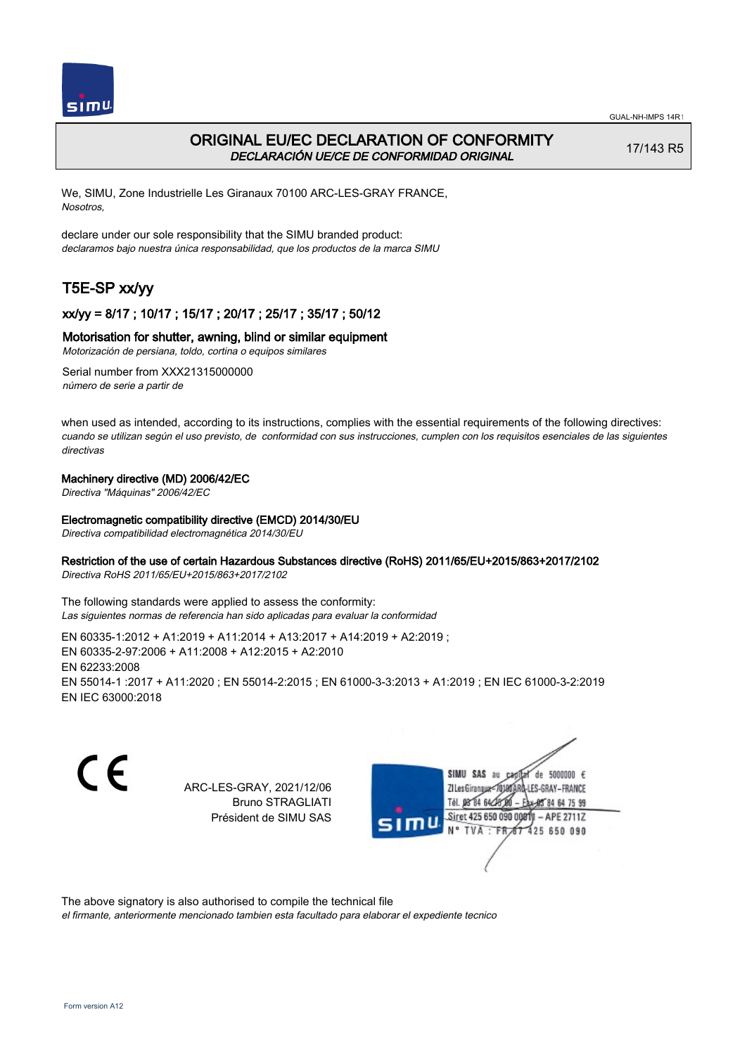# ORIGINAL EU/EC DECLARATION OF CONFORMITY

*DECLARACIÓN UE/CE DE CONFORMIDAD ORIGINAL*

17/143 R5

We, SIMU, Zone Industrielle Les Giranaux 70100 ARC-LES-GRAY FRANCE,
*Nosotros,*

declare under our sole responsibility that the SIMU branded product:
*declaramos bajo nuestra única responsabilidad, que los productos de la marca SIMU*

## T5E-SP xx/yy

### xx/yy = 8/17 ; 10/17 ; 15/17 ; 20/17 ; 25/17 ; 35/17 ; 50/12

**Motorisation for shutter, awning, blind or similar equipment**
*Motorización de persiana, toldo, cortina o equipos similares*

Serial number from XXX21315000000
*número de serie a partir de*

when used as intended, according to its instructions, complies with the essential requirements of the following directives:
*cuando se utilizan según el uso previsto, de conformidad con sus instrucciones, cumplen con los requisitos esenciales de las siguientes directivas*

**Machinery directive (MD) 2006/42/EC**
*Directiva "Máquinas" 2006/42/EC*

**Electromagnetic compatibility directive (EMCD) 2014/30/EU**
*Directiva compatibilidad electromagnética 2014/30/EU*

**Restriction of the use of certain Hazardous Substances directive (RoHS) 2011/65/EU+2015/863+2017/2102**
*Directiva RoHS 2011/65/EU+2015/863+2017/2102*

The following standards were applied to assess the conformity:
*Las siguientes normas de referencia han sido aplicadas para evaluar la conformidad*

EN 60335-1:2012 + A1:2019 + A11:2014 + A13:2017 + A14:2019 + A2:2019 ;
EN 60335-2-97:2006 + A11:2008 + A12:2015 + A2:2010
EN 62233:2008
EN 55014-1 :2017 + A11:2020 ; EN 55014-2:2015 ; EN 61000-3-3:2013 + A1:2019 ; EN IEC 61000-3-2:2019
EN IEC 63000:2018

ARC-LES-GRAY, 2021/12/06
Bruno STRAGLIATI
Président de SIMU SAS

SIMU SAS au capital de 5000000 €
ZI Les Giranaux 70100 ARC-LES-GRAY-FRANCE
Tél. 03 84 64 75 00 – Fax 03 84 64 75 99
Siret 425 650 090 00011 – APE 2711Z
N° TVA : FR 87 425 650 090

The above signatory is also authorised to compile the technical file
*el firmante, anteriormente mencionado tambien esta facultado para elaborar el expediente tecnico*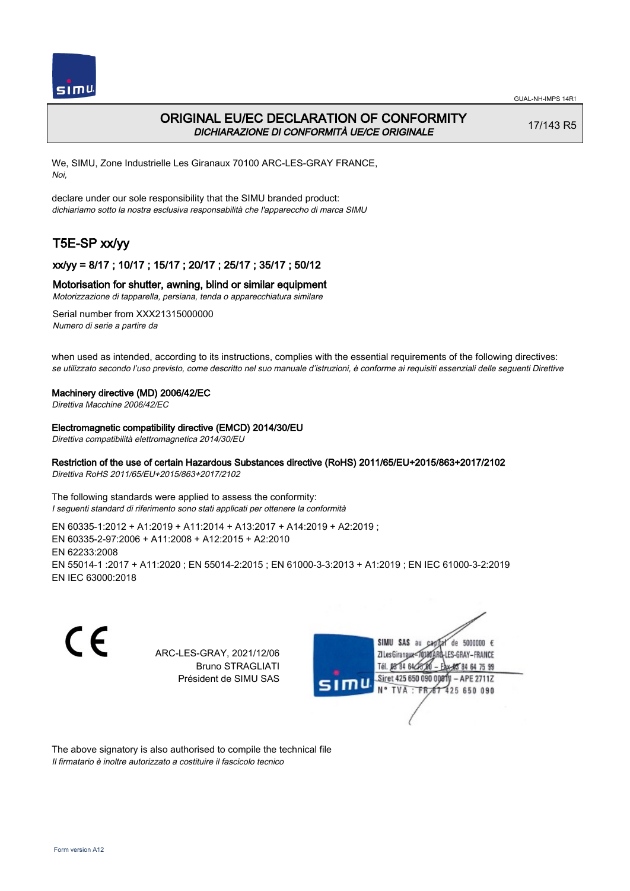# ORIGINAL EU/EC DECLARATION OF CONFORMITY

*DICHIARAZIONE DI CONFORMITÀ UE/CE ORIGINALE*

17/143 R5

We, SIMU, Zone Industrielle Les Giranaux 70100 ARC-LES-GRAY FRANCE,
*Noi,*

declare under our sole responsibility that the SIMU branded product:
*dichiariamo sotto la nostra esclusiva responsabilità che l'apparecchio di marca SIMU*

## T5E-SP xx/yy

### xx/yy = 8/17 ; 10/17 ; 15/17 ; 20/17 ; 25/17 ; 35/17 ; 50/12

Motorisation for shutter, awning, blind or similar equipment
*Motorizzazione di tapparella, persiana, tenda o apparecchiatura similare*

Serial number from XXX21315000000
*Numero di serie a partire da*

when used as intended, according to its instructions, complies with the essential requirements of the following directives:
*se utilizzato secondo l'uso previsto, come descritto nel suo manuale d'istruzioni, è conforme ai requisiti essenziali delle seguenti Direttive*

Machinery directive (MD) 2006/42/EC
*Direttiva Macchine 2006/42/EC*

Electromagnetic compatibility directive (EMCD) 2014/30/EU
*Direttiva compatibilità elettromagnetica 2014/30/EU*

Restriction of the use of certain Hazardous Substances directive (RoHS) 2011/65/EU+2015/863+2017/2102
*Direttiva RoHS 2011/65/EU+2015/863+2017/2102*

The following standards were applied to assess the conformity:
*I seguenti standard di riferimento sono stati applicati per ottenere la conformità*

EN 60335-1:2012 + A1:2019 + A11:2014 + A13:2017 + A14:2019 + A2:2019 ;
EN 60335-2-97:2006 + A11:2008 + A12:2015 + A2:2010
EN 62233:2008
EN 55014-1 :2017 + A11:2020 ; EN 55014-2:2015 ; EN 61000-3-3:2013 + A1:2019 ; EN IEC 61000-3-2:2019
EN IEC 63000:2018

CE

ARC-LES-GRAY, 2021/12/06
Bruno STRAGLIATI
Président de SIMU SAS

SIMU SAS au capital de 5000000 €
ZI Les Giranaux 70100 ARC-LES-GRAY-FRANCE
Tél. 03 84 64 75 00 – Fax 03 84 64 75 99
Siret 425 650 090 00011 – APE 2711Z
N° TVA : FR 87 425 650 090

The above signatory is also authorised to compile the technical file
*Il firmatario è inoltre autorizzato a costituire il fascicolo tecnico*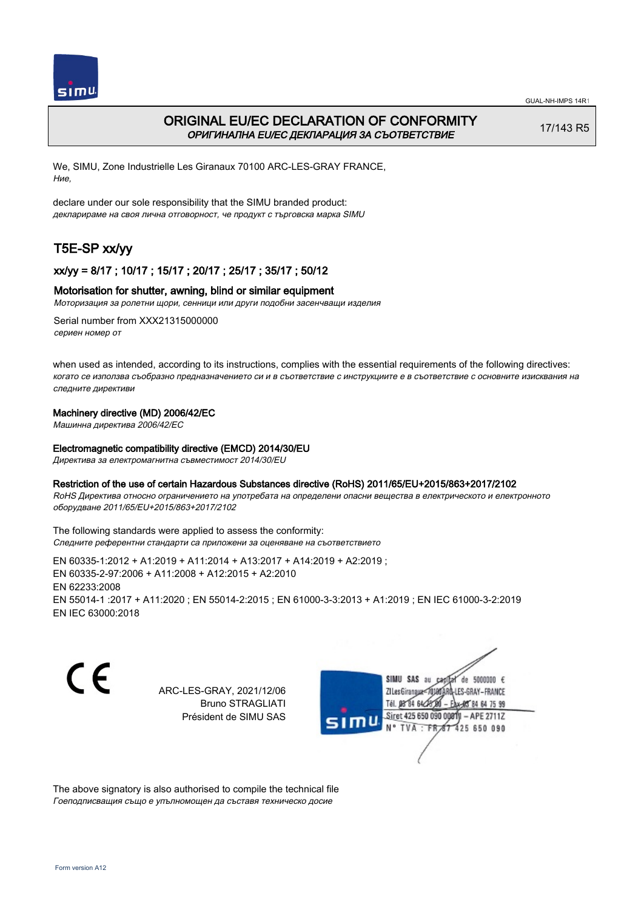# ORIGINAL EU/EC DECLARATION OF CONFORMITY

*ОРИГИНАЛНА EU/EC ДЕКЛАРАЦИЯ ЗА СЪОТВЕТСТВИЕ*

17/143 R5

We, SIMU, Zone Industrielle Les Giranaux 70100 ARC-LES-GRAY FRANCE,
*Ние,*

declare under our sole responsibility that the SIMU branded product:
*декларираме на своя лична отговорност, че продукт с търговска марка SIMU*

## T5E-SP xx/yy

### xx/yy = 8/17 ; 10/17 ; 15/17 ; 20/17 ; 25/17 ; 35/17 ; 50/12

#### Motorisation for shutter, awning, blind or similar equipment

*Моторизация за ролетни щори, сенници или други подобни засенчващи изделия*

Serial number from XXX21315000000
*сериен номер от*

when used as intended, according to its instructions, complies with the essential requirements of the following directives:
*когато се използва съобразно предназначението си и в съответствие с инструкциите е в съответствие с основните изисквания на следните директиви*

**Machinery directive (MD) 2006/42/EC**
*Машинна директива 2006/42/EC*

**Electromagnetic compatibility directive (EMCD) 2014/30/EU**
*Директива за електромагнитна съвместимост 2014/30/EU*

**Restriction of the use of certain Hazardous Substances directive (RoHS) 2011/65/EU+2015/863+2017/2102**
*RoHS Директива относно ограничението на употребата на определени опасни вещества в електрическото и електронното оборудване 2011/65/EU+2015/863+2017/2102*

The following standards were applied to assess the conformity:
*Следните референтни стандарти са приложени за оценяване на съответствието*

EN 60335-1:2012 + A1:2019 + A11:2014 + A13:2017 + A14:2019 + A2:2019 ;
EN 60335-2-97:2006 + A11:2008 + A12:2015 + A2:2010
EN 62233:2008
EN 55014-1 :2017 + A11:2020 ; EN 55014-2:2015 ; EN 61000-3-3:2013 + A1:2019 ; EN IEC 61000-3-2:2019
EN IEC 63000:2018

ARC-LES-GRAY, 2021/12/06
Bruno STRAGLIATI
Président de SIMU SAS

SIMU SAS au capital de 5000000 €
ZI Les Giranaux 70100 ARC-LES-GRAY-FRANCE
Tél. 03 84 64 75 00 – Fax 03 84 64 75 99
Siret 425 650 090 00811 – APE 2711Z
N° TVA : FR 87 425 650 090

The above signatory is also authorised to compile the technical file
*Гоеподписващия също е упълномощен да съставя техническо досие*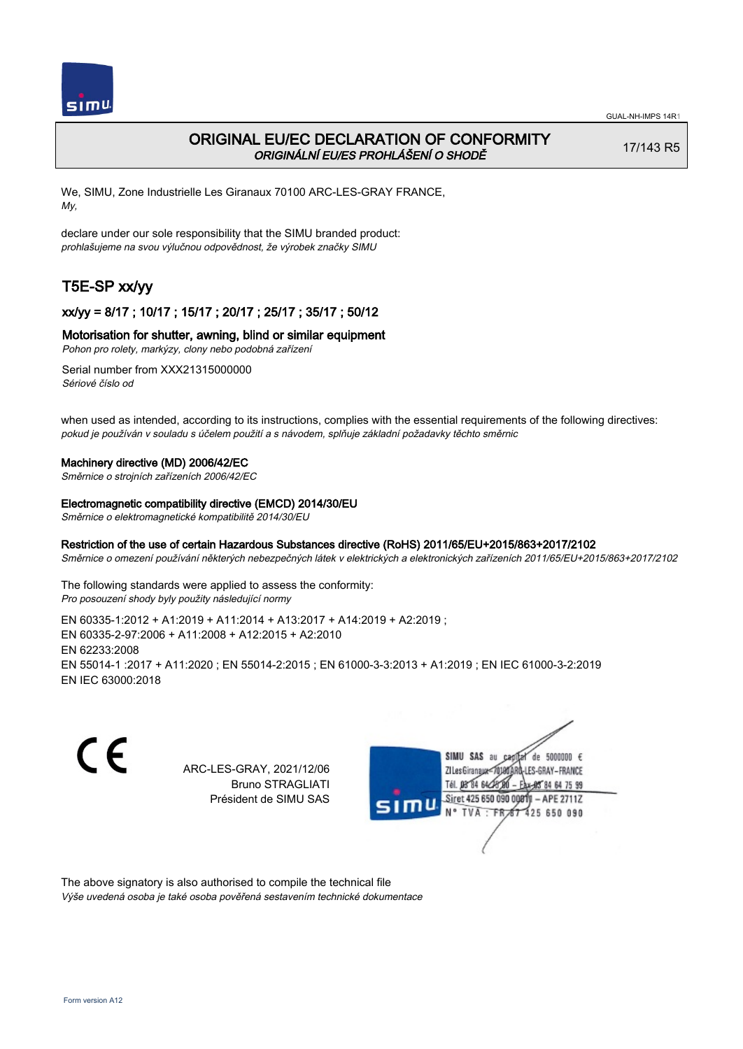# ORIGINAL EU/EC DECLARATION OF CONFORMITY
*ORIGINÁLNÍ EU/ES PROHLÁŠENÍ O SHODĚ*

17/143 R5

We, SIMU, Zone Industrielle Les Giranaux 70100 ARC-LES-GRAY FRANCE,
*My,*

declare under our sole responsibility that the SIMU branded product:
*prohlašujeme na svou výlučnou odpovědnost, že výrobek značky SIMU*

## T5E-SP xx/yy

### xx/yy = 8/17 ; 10/17 ; 15/17 ; 20/17 ; 25/17 ; 35/17 ; 50/12

### Motorisation for shutter, awning, blind or similar equipment
*Pohon pro rolety, markýzy, clony nebo podobná zařízení*

Serial number from XXX21315000000
*Sériové číslo od*

when used as intended, according to its instructions, complies with the essential requirements of the following directives:
*pokud je používán v souladu s účelem použití a s návodem, splňuje základní požadavky těchto směrnic*

**Machinery directive (MD) 2006/42/EC**
*Směrnice o strojních zařízeních 2006/42/EC*

**Electromagnetic compatibility directive (EMCD) 2014/30/EU**
*Směrnice o elektromagnetické kompatibilitě 2014/30/EU*

**Restriction of the use of certain Hazardous Substances directive (RoHS) 2011/65/EU+2015/863+2017/2102**
*Směrnice o omezení používání některých nebezpečných látek v elektrických a elektronických zařízeních 2011/65/EU+2015/863+2017/2102*

The following standards were applied to assess the conformity:
*Pro posouzení shody byly použity následující normy*

EN 60335-1:2012 + A1:2019 + A11:2014 + A13:2017 + A14:2019 + A2:2019 ;
EN 60335-2-97:2006 + A11:2008 + A12:2015 + A2:2010
EN 62233:2008
EN 55014-1 :2017 + A11:2020 ; EN 55014-2:2015 ; EN 61000-3-3:2013 + A1:2019 ; EN IEC 61000-3-2:2019
EN IEC 63000:2018

CE

ARC-LES-GRAY, 2021/12/06
Bruno STRAGLIATI
Président de SIMU SAS

SIMU SAS au capital de 5000000 €
ZI Les Giranaux 70100 ARC-LES-GRAY-FRANCE
Tél. 03 84 64 75 00 – Fax 03 84 64 75 99
Siret 425 650 090 00011 – APE 2711Z
N° TVA : FR 87 425 650 090

The above signatory is also authorised to compile the technical file
*Výše uvedená osoba je také osoba pověřená sestavením technické dokumentace*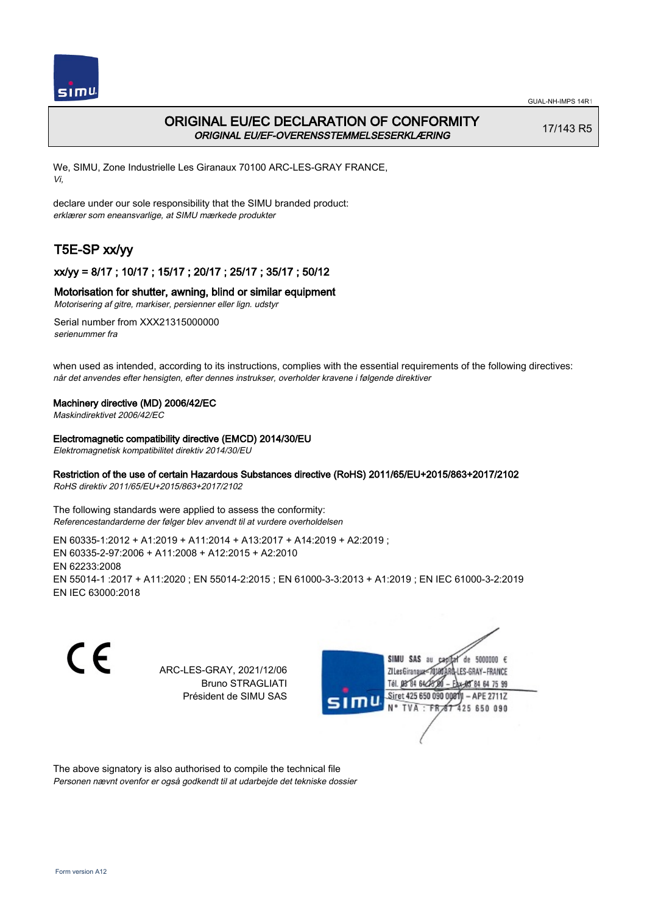# ORIGINAL EU/EC DECLARATION OF CONFORMITY

***ORIGINAL EU/EF-OVERENSSTEMMELSESERKLÆRING***

17/143 R5

We, SIMU, Zone Industrielle Les Giranaux 70100 ARC-LES-GRAY FRANCE,
*Vi,*

declare under our sole responsibility that the SIMU branded product:
*erklærer som eneansvarlige, at SIMU mærkede produkter*

## T5E-SP xx/yy

### xx/yy = 8/17 ; 10/17 ; 15/17 ; 20/17 ; 25/17 ; 35/17 ; 50/12

**Motorisation for shutter, awning, blind or similar equipment**
*Motorisering af gitre, markiser, persienner eller lign. udstyr*

Serial number from XXX21315000000
*serienummer fra*

when used as intended, according to its instructions, complies with the essential requirements of the following directives:
*når det anvendes efter hensigten, efter dennes instrukser, overholder kravene i følgende direktiver*

**Machinery directive (MD) 2006/42/EC**
*Maskindirektivet 2006/42/EC*

**Electromagnetic compatibility directive (EMCD) 2014/30/EU**
*Elektromagnetisk kompatibilitet direktiv 2014/30/EU*

**Restriction of the use of certain Hazardous Substances directive (RoHS) 2011/65/EU+2015/863+2017/2102**
*RoHS direktiv 2011/65/EU+2015/863+2017/2102*

The following standards were applied to assess the conformity:
*Referencestandarderne der følger blev anvendt til at vurdere overholdelsen*

EN 60335-1:2012 + A1:2019 + A11:2014 + A13:2017 + A14:2019 + A2:2019 ;
EN 60335-2-97:2006 + A11:2008 + A12:2015 + A2:2010
EN 62233:2008
EN 55014-1 :2017 + A11:2020 ; EN 55014-2:2015 ; EN 61000-3-3:2013 + A1:2019 ; EN IEC 61000-3-2:2019
EN IEC 63000:2018

ARC-LES-GRAY, 2021/12/06
Bruno STRAGLIATI
Président de SIMU SAS

SIMU SAS au capital de 5000000 €
ZI Les Giranaux 70100 ARC-LES-GRAY-FRANCE
Tél. 03 84 64 75 00 – Fax 03 84 64 75 99
Siret 425 650 090 00011 – APE 2711Z
N° TVA : FR 87 425 650 090

The above signatory is also authorised to compile the technical file
*Personen nævnt ovenfor er også godkendt til at udarbejde det tekniske dossier*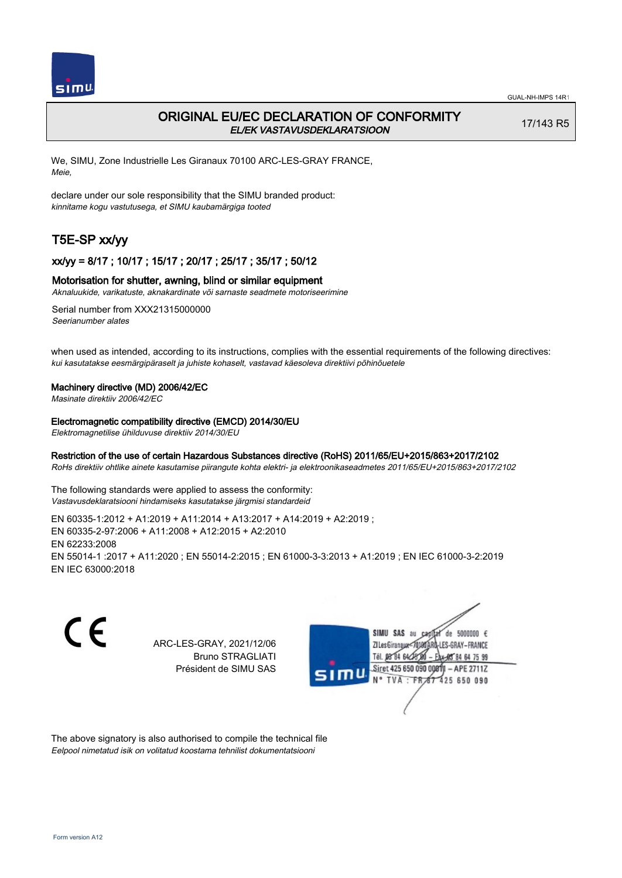# ORIGINAL EU/EC DECLARATION OF CONFORMITY

*EL/EK VASTAVUSDEKLARATSIOON*

17/143 R5

We, SIMU, Zone Industrielle Les Giranaux 70100 ARC-LES-GRAY FRANCE,
*Meie,*

declare under our sole responsibility that the SIMU branded product:
*kinnitame kogu vastutusega, et SIMU kaubamärgiga tooted*

## T5E-SP xx/yy

### xx/yy = 8/17 ; 10/17 ; 15/17 ; 20/17 ; 25/17 ; 35/17 ; 50/12

Motorisation for shutter, awning, blind or similar equipment
*Aknaluukide, varikatuste, aknakardinate või sarnaste seadmete motoriseerimine*

Serial number from XXX21315000000
*Seerianumber alates*

when used as intended, according to its instructions, complies with the essential requirements of the following directives:
*kui kasutatakse eesmärgipäraselt ja juhiste kohaselt, vastavad käesoleva direktiivi põhinõuetele*

Machinery directive (MD) 2006/42/EC
*Masinate direktiiv 2006/42/EC*

Electromagnetic compatibility directive (EMCD) 2014/30/EU
*Elektromagnetilise ühilduvuse direktiiv 2014/30/EU*

Restriction of the use of certain Hazardous Substances directive (RoHS) 2011/65/EU+2015/863+2017/2102
*RoHs direktiiv ohtlike ainete kasutamise piirangute kohta elektri- ja elektroonikaseadmetes 2011/65/EU+2015/863+2017/2102*

The following standards were applied to assess the conformity:
*Vastavusdeklaratsiooni hindamiseks kasutatakse järgmisi standardeid*

EN 60335-1:2012 + A1:2019 + A11:2014 + A13:2017 + A14:2019 + A2:2019 ;
EN 60335-2-97:2006 + A11:2008 + A12:2015 + A2:2010
EN 62233:2008
EN 55014-1 :2017 + A11:2020 ; EN 55014-2:2015 ; EN 61000-3-3:2013 + A1:2019 ; EN IEC 61000-3-2:2019
EN IEC 63000:2018

ARC-LES-GRAY, 2021/12/06
Bruno STRAGLIATI
Président de SIMU SAS

SIMU SAS au capital de 5000000 €
ZI Les Giranaux 70100 ARC-LES-GRAY-FRANCE
Tél. 03 84 64 75 00 – Fax 03 84 64 75 99
Siret 425 650 090 00011 – APE 2711Z
N° TVA : FR 87 425 650 090

The above signatory is also authorised to compile the technical file
*Eelpool nimetatud isik on volitatud koostama tehnilist dokumentatsiooni*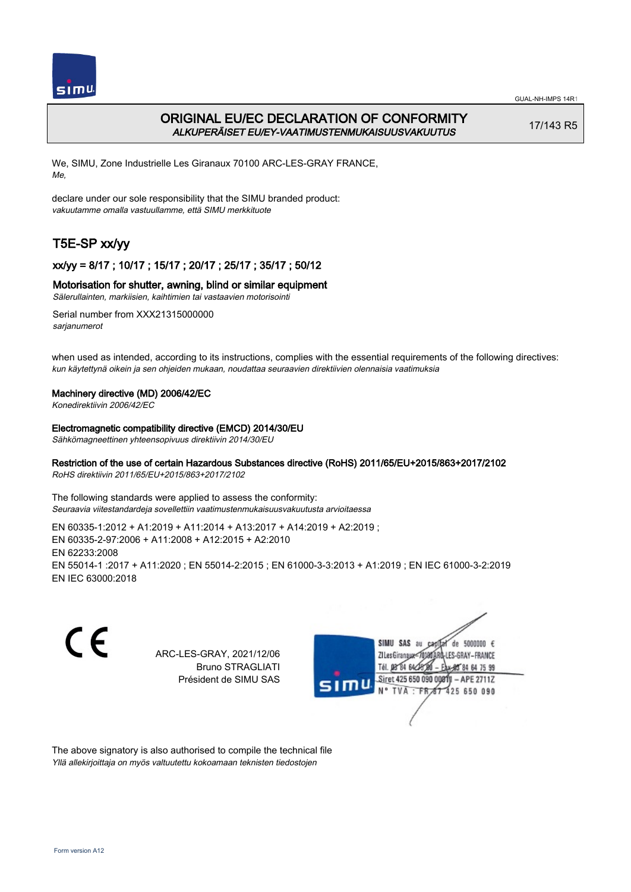# ORIGINAL EU/EC DECLARATION OF CONFORMITY
*ALKUPERÄISET EU/EY-VAATIMUSTENMUKAISUUSVAKUUTUS*

17/143 R5

We, SIMU, Zone Industrielle Les Giranaux 70100 ARC-LES-GRAY FRANCE,
*Me,*

declare under our sole responsibility that the SIMU branded product:
*vakuutamme omalla vastuullamme, että SIMU merkkituote*

## T5E-SP xx/yy

### xx/yy = 8/17 ; 10/17 ; 15/17 ; 20/17 ; 25/17 ; 35/17 ; 50/12

**Motorisation for shutter, awning, blind or similar equipment**
*Sälerullainten, markiisien, kaihtimien tai vastaavien motorisointi*

Serial number from XXX21315000000
*sarjanumerot*

when used as intended, according to its instructions, complies with the essential requirements of the following directives:
*kun käytettynä oikein ja sen ohjeiden mukaan, noudattaa seuraavien direktiivien olennaisia vaatimuksia*

**Machinery directive (MD) 2006/42/EC**
*Konedirektiivin 2006/42/EC*

**Electromagnetic compatibility directive (EMCD) 2014/30/EU**
*Sähkömagneettinen yhteensopivuus direktiivin 2014/30/EU*

**Restriction of the use of certain Hazardous Substances directive (RoHS) 2011/65/EU+2015/863+2017/2102**
*RoHS direktiivin 2011/65/EU+2015/863+2017/2102*

The following standards were applied to assess the conformity:
*Seuraavia viitestandardeja sovellettiin vaatimustenmukaisuusvakuutusta arvioitaessa*

EN 60335-1:2012 + A1:2019 + A11:2014 + A13:2017 + A14:2019 + A2:2019 ;
EN 60335-2-97:2006 + A11:2008 + A12:2015 + A2:2010
EN 62233:2008
EN 55014-1 :2017 + A11:2020 ; EN 55014-2:2015 ; EN 61000-3-3:2013 + A1:2019 ; EN IEC 61000-3-2:2019
EN IEC 63000:2018

CE

ARC-LES-GRAY, 2021/12/06
Bruno STRAGLIATI
Président de SIMU SAS

SIMU SAS au capital de 5000000 €
ZI Les Giranaux 70100 ARC-LES-GRAY-FRANCE
Tél. 03 84 64 78 00 – Fax 03 84 64 75 99
Siret 425 650 090 00011 – APE 2711Z
N° TVA : FR 87 425 650 090

The above signatory is also authorised to compile the technical file
*Yllä allekirjoittaja on myös valtuutettu kokoamaan teknisten tiedostojen*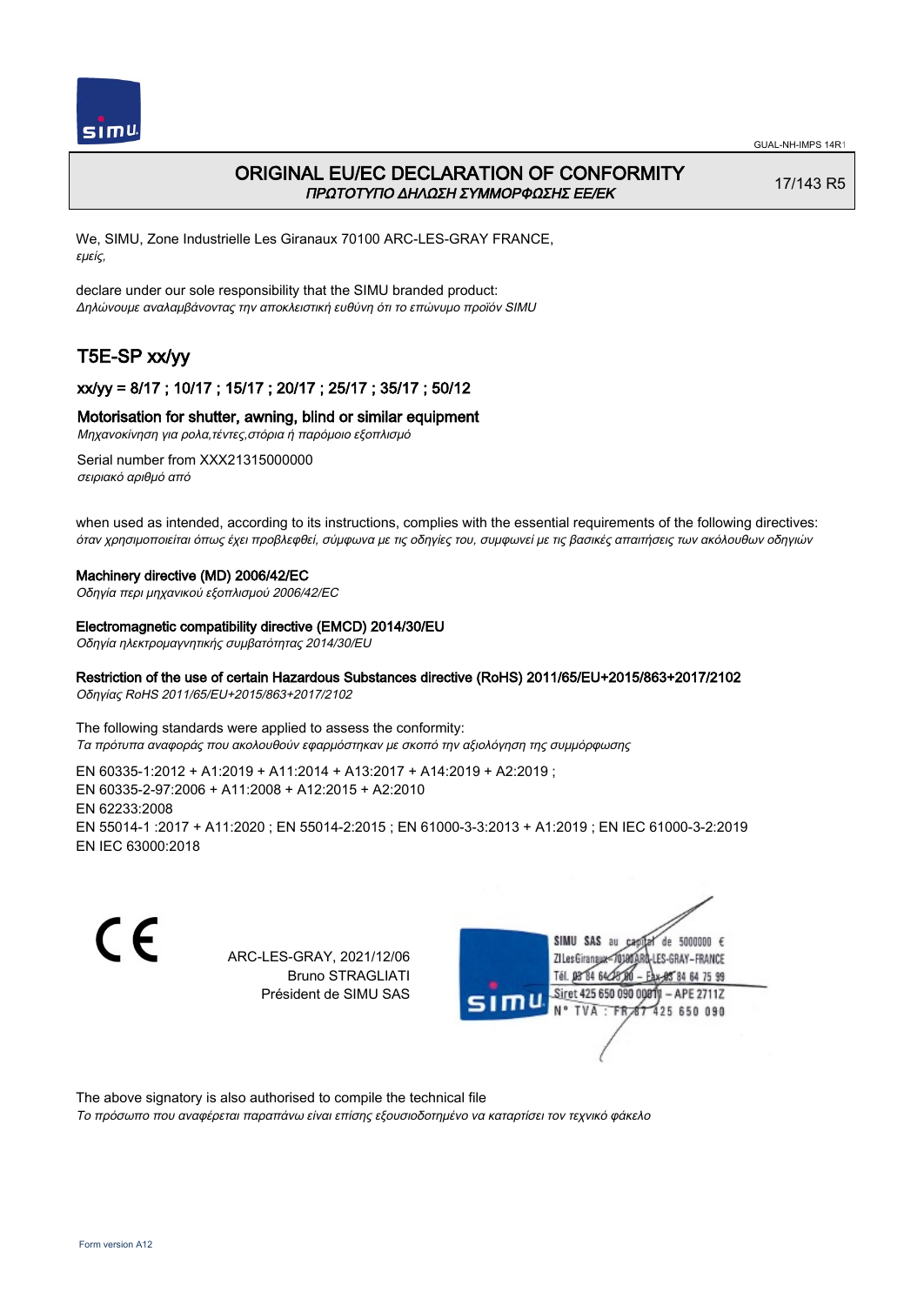GUAL-NH-IMPS 14R1

# ORIGINAL EU/EC DECLARATION OF CONFORMITY
*ΠΡΩΤΟΤΥΠΟ ΔΗΛΩΣΗ ΣΥΜΜΟΡΦΩΣΗΣ ΕΕ/ΕΚ*

17/143 R5

We, SIMU, Zone Industrielle Les Giranaux 70100 ARC-LES-GRAY FRANCE,
*εμείς,*

declare under our sole responsibility that the SIMU branded product:
*Δηλώνουμε αναλαμβάνοντας την αποκλειστική ευθύνη ότι το επώνυμο προϊόν SIMU*

## T5E-SP xx/yy

### xx/yy = 8/17 ; 10/17 ; 15/17 ; 20/17 ; 25/17 ; 35/17 ; 50/12

### Motorisation for shutter, awning, blind or similar equipment
*Μηχανοκίνηση για ρολα,τέντες,στόρια ή παρόμοιο εξοπλισμό*

Serial number from XXX21315000000
*σειριακό αριθμό από*

when used as intended, according to its instructions, complies with the essential requirements of the following directives:
*όταν χρησιμοποιείται όπως έχει προβλεφθεί, σύμφωνα με τις οδηγίες του, συμφωνεί με τις βασικές απαιτήσεις των ακόλουθων οδηγιών*

**Machinery directive (MD) 2006/42/EC**
*Οδηγία περι μηχανικού εξοπλισμού 2006/42/EC*

**Electromagnetic compatibility directive (EMCD) 2014/30/EU**
*Οδηγία ηλεκτρομαγνητικής συμβατότητας 2014/30/EU*

**Restriction of the use of certain Hazardous Substances directive (RoHS) 2011/65/EU+2015/863+2017/2102**
*Οδηγίας RoHS 2011/65/EU+2015/863+2017/2102*

The following standards were applied to assess the conformity:
*Τα πρότυπα αναφοράς που ακολουθούν εφαρμόστηκαν με σκοπό την αξιολόγηση της συμμόρφωσης*

EN 60335-1:2012 + A1:2019 + A11:2014 + A13:2017 + A14:2019 + A2:2019 ;
EN 60335-2-97:2006 + A11:2008 + A12:2015 + A2:2010
EN 62233:2008
EN 55014-1 :2017 + A11:2020 ; EN 55014-2:2015 ; EN 61000-3-3:2013 + A1:2019 ; EN IEC 61000-3-2:2019
EN IEC 63000:2018

CE

ARC-LES-GRAY, 2021/12/06
Bruno STRAGLIATI
Président de SIMU SAS

SIMU SAS au capital de 5000000 €
ZI Les Giranaux 70100 ARC-LES-GRAY-FRANCE
Tél. 03 84 64 75 00 – Fax 03 84 64 75 99
Siret 425 650 090 00011 – APE 2711Z
N° TVA : FR 87 425 650 090

The above signatory is also authorised to compile the technical file
*Το πρόσωπο που αναφέρεται παραπάνω είναι επίσης εξουσιοδοτημένο να καταρτίσει τον τεχνικό φάκελο*

Form version A12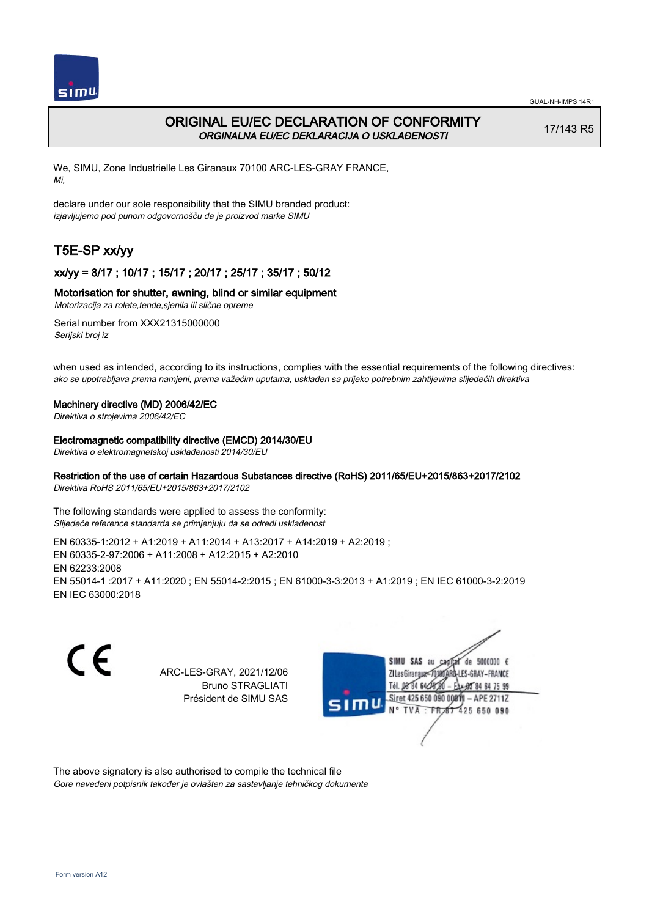# ORIGINAL EU/EC DECLARATION OF CONFORMITY
*ORGINALNA EU/EC DEKLARACIJA O USKLAĐENOSTI*

17/143 R5

We, SIMU, Zone Industrielle Les Giranaux 70100 ARC-LES-GRAY FRANCE,
*Mi,*

declare under our sole responsibility that the SIMU branded product:
*izjavljujemo pod punom odgovornošču da je proizvod marke SIMU*

## T5E-SP xx/yy

### xx/yy = 8/17 ; 10/17 ; 15/17 ; 20/17 ; 25/17 ; 35/17 ; 50/12

### Motorisation for shutter, awning, blind or similar equipment
*Motorizacija za rolete,tende,sjenila ili slične opreme*

Serial number from XXX21315000000
*Serijski broj iz*

when used as intended, according to its instructions, complies with the essential requirements of the following directives:
*ako se upotrebljava prema namjeni, prema važećim uputama, usklađen sa prijeko potrebnim zahtijevima slijedećih direktiva*

**Machinery directive (MD) 2006/42/EC**
*Direktiva o strojevima 2006/42/EC*

**Electromagnetic compatibility directive (EMCD) 2014/30/EU**
*Direktiva o elektromagnetskoj usklađenosti 2014/30/EU*

**Restriction of the use of certain Hazardous Substances directive (RoHS) 2011/65/EU+2015/863+2017/2102**
*Direktiva RoHS 2011/65/EU+2015/863+2017/2102*

The following standards were applied to assess the conformity:
*Slijedeće reference standarda se primjenjuju da se odredi usklađenost*

EN 60335-1:2012 + A1:2019 + A11:2014 + A13:2017 + A14:2019 + A2:2019 ;
EN 60335-2-97:2006 + A11:2008 + A12:2015 + A2:2010
EN 62233:2008
EN 55014-1 :2017 + A11:2020 ; EN 55014-2:2015 ; EN 61000-3-3:2013 + A1:2019 ; EN IEC 61000-3-2:2019
EN IEC 63000:2018

CE

ARC-LES-GRAY, 2021/12/06
Bruno STRAGLIATI
Président de SIMU SAS

SIMU SAS au capital de 5000000 €
ZI Les Giranaux 70100 ARC-LES-GRAY-FRANCE
Tél. 03 84 64 75 00 – Fax 03 84 64 75 99
Siret 425 650 090 00011 – APE 2711Z
N° TVA : FR 67 425 650 090

The above signatory is also authorised to compile the technical file
*Gore navedeni potpisnik također je ovlašten za sastavljanje tehničkog dokumenta*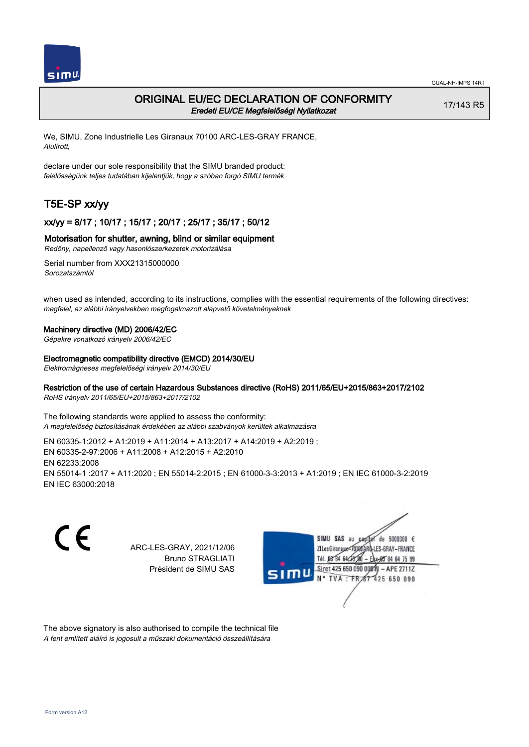# ORIGINAL EU/EC DECLARATION OF CONFORMITY

*Eredeti EU/CE Megfelelőségi Nyilatkozat*

17/143 R5

We, SIMU, Zone Industrielle Les Giranaux 70100 ARC-LES-GRAY FRANCE,
*Alulírott,*

declare under our sole responsibility that the SIMU branded product:
*felelősségünk teljes tudatában kijelentjük, hogy a szóban forgó SIMU termék*

## T5E-SP xx/yy

### xx/yy = 8/17 ; 10/17 ; 15/17 ; 20/17 ; 25/17 ; 35/17 ; 50/12

### Motorisation for shutter, awning, blind or similar equipment

*Redőny, napellenző vagy hasonlószerkezetek motorizálása*

Serial number from XXX21315000000
*Sorozatszámtól*

when used as intended, according to its instructions, complies with the essential requirements of the following directives:
*megfelel, az alábbi irányelvekben megfogalmazott alapvető követelményeknek*

**Machinery directive (MD) 2006/42/EC**
*Gépekre vonatkozó irányelv 2006/42/EC*

**Electromagnetic compatibility directive (EMCD) 2014/30/EU**
*Elektromágneses megfelelőségi irányelv 2014/30/EU*

**Restriction of the use of certain Hazardous Substances directive (RoHS) 2011/65/EU+2015/863+2017/2102**
*RoHS irányelv 2011/65/EU+2015/863+2017/2102*

The following standards were applied to assess the conformity:
*A megfelelőség biztosításának érdekében az alábbi szabványok kerültek alkalmazásra*

EN 60335-1:2012 + A1:2019 + A11:2014 + A13:2017 + A14:2019 + A2:2019 ;
EN 60335-2-97:2006 + A11:2008 + A12:2015 + A2:2010
EN 62233:2008
EN 55014-1 :2017 + A11:2020 ; EN 55014-2:2015 ; EN 61000-3-3:2013 + A1:2019 ; EN IEC 61000-3-2:2019
EN IEC 63000:2018

ARC-LES-GRAY, 2021/12/06
Bruno STRAGLIATI
Président de SIMU SAS

SIMU SAS au capital de 5000000 €
ZI Les Giranaux 70100 ARC-LES-GRAY-FRANCE
Tél. 03 84 64 75 00 – Fax 03 84 64 75 99
Siret 425 650 090 00011 – APE 2711Z
N° TVA : FR 87 425 650 090

The above signatory is also authorised to compile the technical file
*A fent említett aláíró is jogosult a műszaki dokumentáció összeállítására*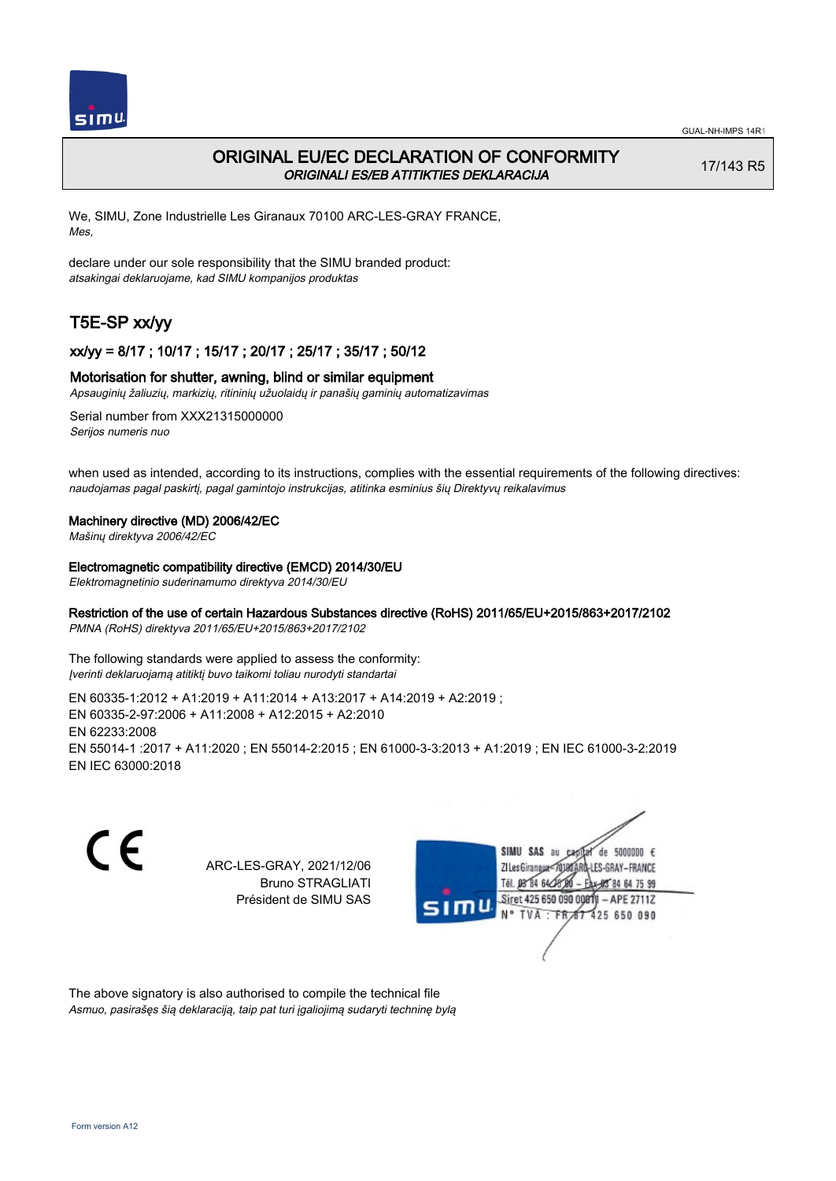# ORIGINAL EU/EC DECLARATION OF CONFORMITY

*ORIGINALI ES/EB ATITIKTIES DEKLARACIJA*

17/143 R5

We, SIMU, Zone Industrielle Les Giranaux 70100 ARC-LES-GRAY FRANCE,
*Mes,*

declare under our sole responsibility that the SIMU branded product:
*atsakingai deklaruojame, kad SIMU kompanijos produktas*

## T5E-SP xx/yy

### xx/yy = 8/17 ; 10/17 ; 15/17 ; 20/17 ; 25/17 ; 35/17 ; 50/12

**Motorisation for shutter, awning, blind or similar equipment**
*Apsauginių žaliuzių, markizių, ritininių užuolaidų ir panašių gaminių automatizavimas*

Serial number from XXX21315000000
*Serijos numeris nuo*

when used as intended, according to its instructions, complies with the essential requirements of the following directives:
*naudojamas pagal paskirtį, pagal gamintojo instrukcijas, atitinka esminius šių Direktyvų reikalavimus*

**Machinery directive (MD) 2006/42/EC**
*Mašinų direktyva 2006/42/EC*

**Electromagnetic compatibility directive (EMCD) 2014/30/EU**
*Elektromagnetinio suderinamumo direktyva 2014/30/EU*

**Restriction of the use of certain Hazardous Substances directive (RoHS) 2011/65/EU+2015/863+2017/2102**
*PMNA (RoHS) direktyva 2011/65/EU+2015/863+2017/2102*

The following standards were applied to assess the conformity:
*Įverinti deklaruojamą atitiktį buvo taikomi toliau nurodyti standartai*

EN 60335-1:2012 + A1:2019 + A11:2014 + A13:2017 + A14:2019 + A2:2019 ;
EN 60335-2-97:2006 + A11:2008 + A12:2015 + A2:2010
EN 62233:2008
EN 55014-1 :2017 + A11:2020 ; EN 55014-2:2015 ; EN 61000-3-3:2013 + A1:2019 ; EN IEC 61000-3-2:2019
EN IEC 63000:2018

ARC-LES-GRAY, 2021/12/06
Bruno STRAGLIATI
Président de SIMU SAS

SIMU SAS au capital de 5000000 €
ZI Les Giranaux 70100 ARC-LES-GRAY-FRANCE
Tél. 03 84 64 75 00 – Fax 03 84 64 75 99
Siret 425 650 090 00011 – APE 2711Z
N° TVA : FR 87 425 650 090

The above signatory is also authorised to compile the technical file
*Asmuo, pasirašęs šią deklaraciją, taip pat turi įgaliojimą sudaryti techninę bylą*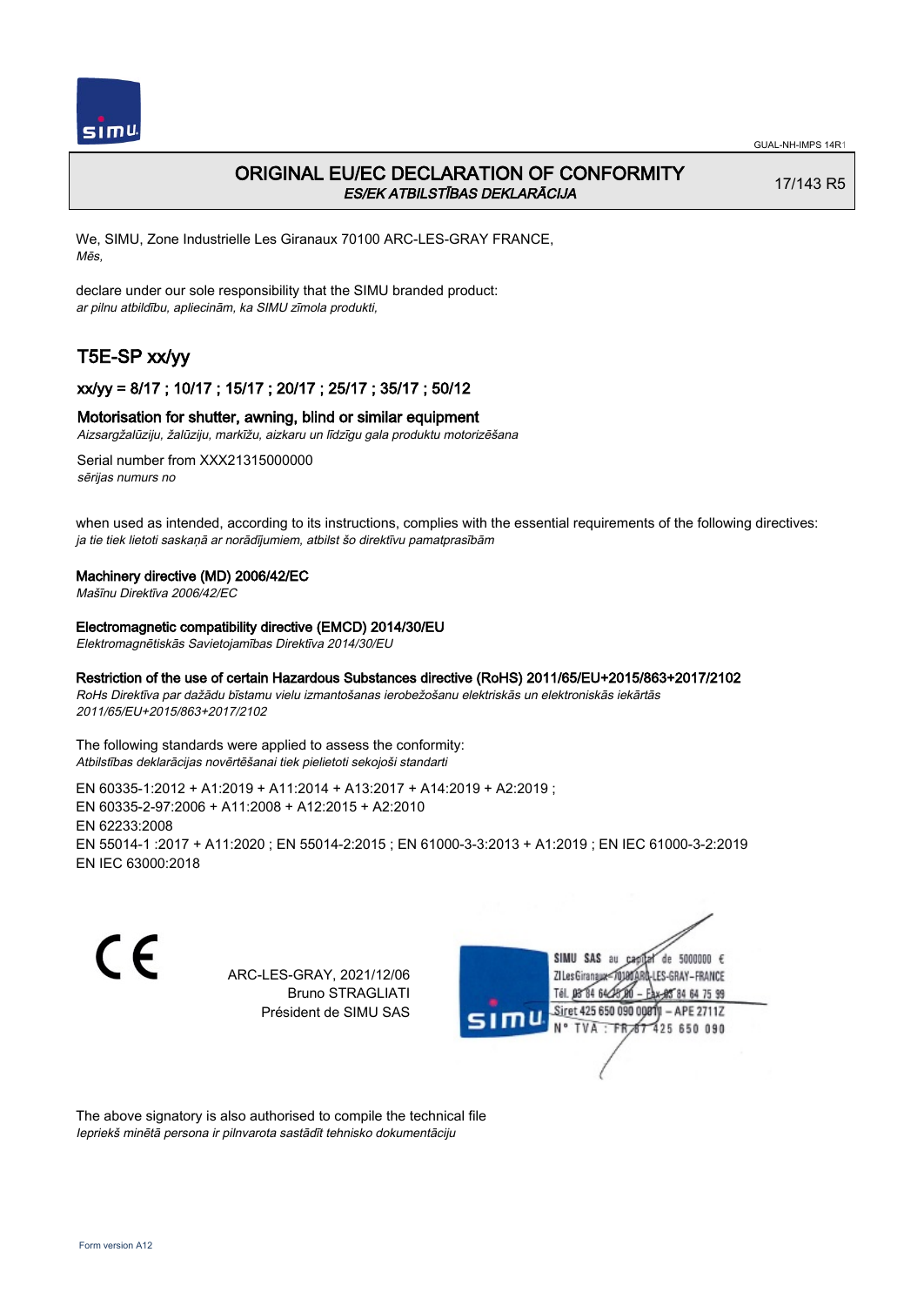# ORIGINAL EU/EC DECLARATION OF CONFORMITY
*ES/EK ATBILSTĪBAS DEKLARĀCIJA*

17/143 R5

We, SIMU, Zone Industrielle Les Giranaux 70100 ARC-LES-GRAY FRANCE,
*Mēs,*

declare under our sole responsibility that the SIMU branded product:
*ar pilnu atbildību, apliecinām, ka SIMU zīmola produkti,*

## T5E-SP xx/yy

### xx/yy = 8/17 ; 10/17 ; 15/17 ; 20/17 ; 25/17 ; 35/17 ; 50/12

**Motorisation for shutter, awning, blind or similar equipment**
*Aizsargžalūziju, žalūziju, markīžu, aizkaru un līdzīgu gala produktu motorizēšana*

Serial number from XXX21315000000
*sērijas numurs no*

when used as intended, according to its instructions, complies with the essential requirements of the following directives:
*ja tie tiek lietoti saskaņā ar norādījumiem, atbilst šo direktīvu pamatprasībām*

**Machinery directive (MD) 2006/42/EC**
*Mašīnu Direktīva 2006/42/EC*

**Electromagnetic compatibility directive (EMCD) 2014/30/EU**
*Elektromagnētiskās Savietojamības Direktīva 2014/30/EU*

**Restriction of the use of certain Hazardous Substances directive (RoHS) 2011/65/EU+2015/863+2017/2102**
*RoHs Direktīva par dažādu bīstamu vielu izmantošanas ierobežošanu elektriskās un elektroniskās iekārtās 2011/65/EU+2015/863+2017/2102*

The following standards were applied to assess the conformity:
*Atbilstības deklarācijas novērtēšanai tiek pielietoti sekojoši standarti*

EN 60335-1:2012 + A1:2019 + A11:2014 + A13:2017 + A14:2019 + A2:2019 ;
EN 60335-2-97:2006 + A11:2008 + A12:2015 + A2:2010
EN 62233:2008
EN 55014-1 :2017 + A11:2020 ; EN 55014-2:2015 ; EN 61000-3-3:2013 + A1:2019 ; EN IEC 61000-3-2:2019
EN IEC 63000:2018

ARC-LES-GRAY, 2021/12/06
Bruno STRAGLIATI
Président de SIMU SAS

SIMU SAS au capital de 5000000 €
ZI Les Giranaux 70100 ARC-LES-GRAY-FRANCE
Tél. 03 84 64 75 00 – Fax 03 84 64 75 99
Siret 425 650 090 00011 – APE 2711Z
N° TVA : FR 87 425 650 090

The above signatory is also authorised to compile the technical file
*Iepriekš minētā persona ir pilnvarota sastādīt tehnisko dokumentāciju*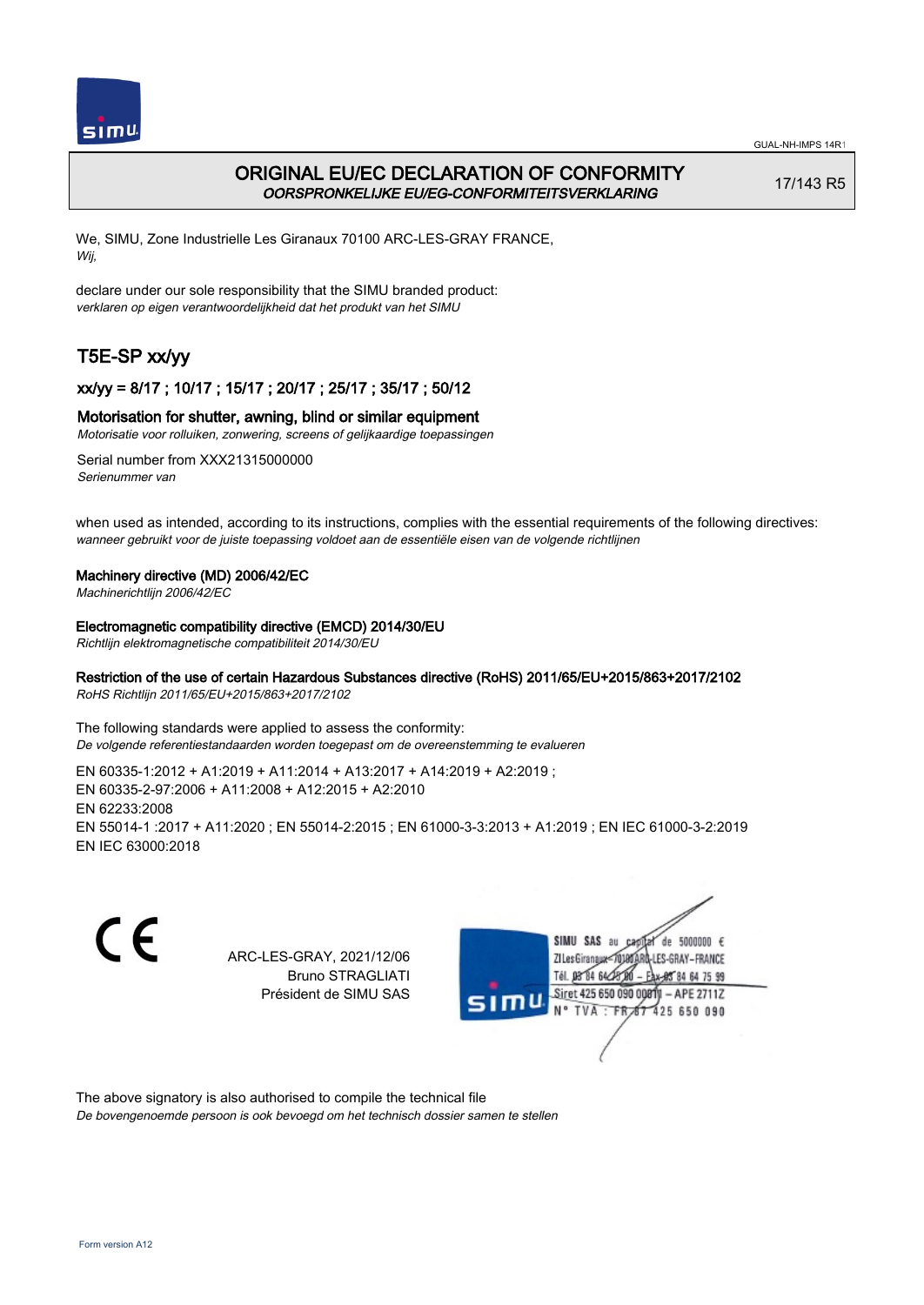# ORIGINAL EU/EC DECLARATION OF CONFORMITY

*OORSPRONKELIJKE EU/EG-CONFORMITEITSVERKLARING*

17/143 R5

We, SIMU, Zone Industrielle Les Giranaux 70100 ARC-LES-GRAY FRANCE,
*Wij,*

declare under our sole responsibility that the SIMU branded product:
*verklaren op eigen verantwoordelijkheid dat het produkt van het SIMU*

## T5E-SP xx/yy

### xx/yy = 8/17 ; 10/17 ; 15/17 ; 20/17 ; 25/17 ; 35/17 ; 50/12

**Motorisation for shutter, awning, blind or similar equipment**
*Motorisatie voor rolluiken, zonwering, screens of gelijkaardige toepassingen*

Serial number from XXX21315000000
*Serienummer van*

when used as intended, according to its instructions, complies with the essential requirements of the following directives:
*wanneer gebruikt voor de juiste toepassing voldoet aan de essentiële eisen van de volgende richtlijnen*

**Machinery directive (MD) 2006/42/EC**
*Machinerichtlijn 2006/42/EC*

**Electromagnetic compatibility directive (EMCD) 2014/30/EU**
*Richtlijn elektromagnetische compatibiliteit 2014/30/EU*

**Restriction of the use of certain Hazardous Substances directive (RoHS) 2011/65/EU+2015/863+2017/2102**
*RoHS Richtlijn 2011/65/EU+2015/863+2017/2102*

The following standards were applied to assess the conformity:
*De volgende referentiestandaarden worden toegepast om de overeenstemming te evalueren*

EN 60335-1:2012 + A1:2019 + A11:2014 + A13:2017 + A14:2019 + A2:2019 ;
EN 60335-2-97:2006 + A11:2008 + A12:2015 + A2:2010
EN 62233:2008
EN 55014-1 :2017 + A11:2020 ; EN 55014-2:2015 ; EN 61000-3-3:2013 + A1:2019 ; EN IEC 61000-3-2:2019
EN IEC 63000:2018

ARC-LES-GRAY, 2021/12/06
Bruno STRAGLIATI
Président de SIMU SAS

SIMU SAS au capital de 5000000 €
ZI Les Giranaux 70100 ARC-LES-GRAY-FRANCE
Tél. 03 84 64 75 00 – Fax 03 84 64 75 99
Siret 425 650 090 00011 – APE 2711Z
N° TVA : FR 87 425 650 090

The above signatory is also authorised to compile the technical file
*De bovengenoemde persoon is ook bevoegd om het technisch dossier samen te stellen*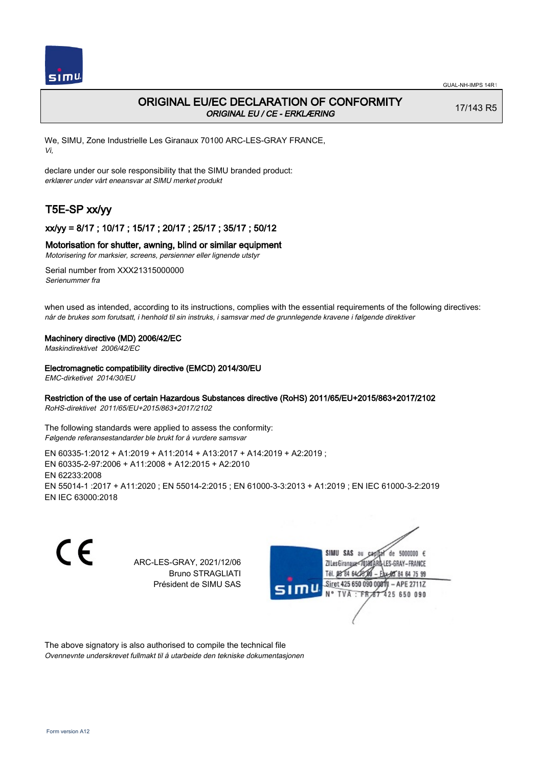# ORIGINAL EU/EC DECLARATION OF CONFORMITY

*ORIGINAL EU / CE - ERKLÆRING*

17/143 R5

We, SIMU, Zone Industrielle Les Giranaux 70100 ARC-LES-GRAY FRANCE,
*Vi,*

declare under our sole responsibility that the SIMU branded product:
*erklærer under vårt eneansvar at SIMU merket produkt*

## T5E-SP xx/yy

### xx/yy = 8/17 ; 10/17 ; 15/17 ; 20/17 ; 25/17 ; 35/17 ; 50/12

### Motorisation for shutter, awning, blind or similar equipment

*Motorisering for marksier, screens, persienner eller lignende utstyr*

Serial number from XXX21315000000
*Serienummer fra*

when used as intended, according to its instructions, complies with the essential requirements of the following directives:
*når de brukes som forutsatt, i henhold til sin instruks, i samsvar med de grunnlegende kravene i følgende direktiver*

**Machinery directive (MD) 2006/42/EC**
*Maskindirektivet 2006/42/EC*

**Electromagnetic compatibility directive (EMCD) 2014/30/EU**
*EMC-dirketivet 2014/30/EU*

**Restriction of the use of certain Hazardous Substances directive (RoHS) 2011/65/EU+2015/863+2017/2102**
*RoHS-direktivet 2011/65/EU+2015/863+2017/2102*

The following standards were applied to assess the conformity:
*Følgende referansestandarder ble brukt for å vurdere samsvar*

EN 60335-1:2012 + A1:2019 + A11:2014 + A13:2017 + A14:2019 + A2:2019 ;
EN 60335-2-97:2006 + A11:2008 + A12:2015 + A2:2010
EN 62233:2008
EN 55014-1 :2017 + A11:2020 ; EN 55014-2:2015 ; EN 61000-3-3:2013 + A1:2019 ; EN IEC 61000-3-2:2019
EN IEC 63000:2018

ARC-LES-GRAY, 2021/12/06
Bruno STRAGLIATI
Président de SIMU SAS

SIMU SAS au capital de 5000000 €
ZI Les Giranaux 70100 ARC-LES-GRAY-FRANCE
Tél. 03 84 64 75 00 – Fax 03 84 64 75 99
Siret 425 650 090 00011 – APE 2711Z
N° TVA : FR 87 425 650 090

The above signatory is also authorised to compile the technical file
*Ovennevnte underskrevet fullmakt til å utarbeide den tekniske dokumentasjonen*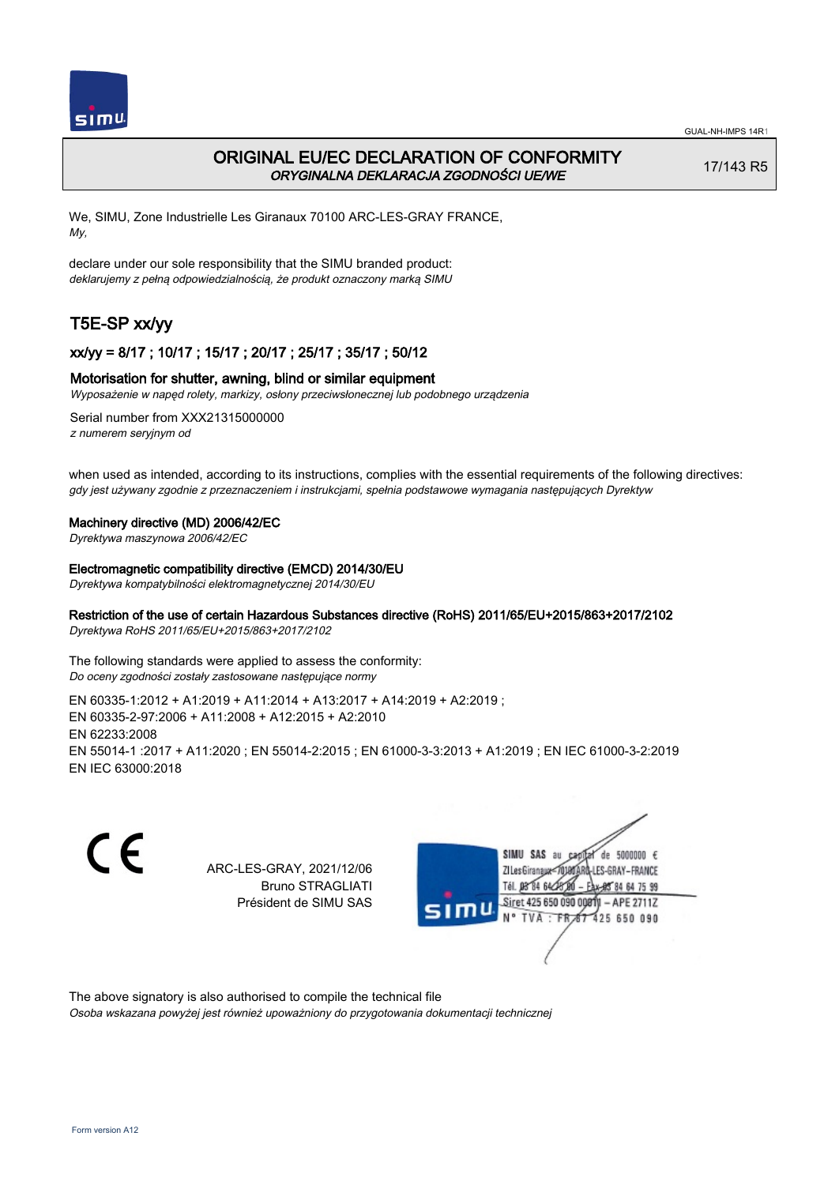# ORIGINAL EU/EC DECLARATION OF CONFORMITY

*ORYGINALNA DEKLARACJA ZGODNOŚCI UE/WE*

17/143 R5

We, SIMU, Zone Industrielle Les Giranaux 70100 ARC-LES-GRAY FRANCE,
*My,*

declare under our sole responsibility that the SIMU branded product:
*deklarujemy z pełną odpowiedzialnością, że produkt oznaczony marką SIMU*

## T5E-SP xx/yy

### xx/yy = 8/17 ; 10/17 ; 15/17 ; 20/17 ; 25/17 ; 35/17 ; 50/12

### Motorisation for shutter, awning, blind or similar equipment

*Wyposażenie w napęd rolety, markizy, osłony przeciwsłonecznej lub podobnego urządzenia*

Serial number from XXX21315000000
*z numerem seryjnym od*

when used as intended, according to its instructions, complies with the essential requirements of the following directives:
*gdy jest używany zgodnie z przeznaczeniem i instrukcjami, spełnia podstawowe wymagania następujących Dyrektyw*

**Machinery directive (MD) 2006/42/EC**
*Dyrektywa maszynowa 2006/42/EC*

**Electromagnetic compatibility directive (EMCD) 2014/30/EU**
*Dyrektywa kompatybilności elektromagnetycznej 2014/30/EU*

**Restriction of the use of certain Hazardous Substances directive (RoHS) 2011/65/EU+2015/863+2017/2102**
*Dyrektywa RoHS 2011/65/EU+2015/863+2017/2102*

The following standards were applied to assess the conformity:
*Do oceny zgodności zostały zastosowane następujące normy*

EN 60335-1:2012 + A1:2019 + A11:2014 + A13:2017 + A14:2019 + A2:2019 ;
EN 60335-2-97:2006 + A11:2008 + A12:2015 + A2:2010
EN 62233:2008
EN 55014-1 :2017 + A11:2020 ; EN 55014-2:2015 ; EN 61000-3-3:2013 + A1:2019 ; EN IEC 61000-3-2:2019
EN IEC 63000:2018

CE

ARC-LES-GRAY, 2021/12/06
Bruno STRAGLIATI
Président de SIMU SAS

SIMU SAS au capital de 5000000 €
ZI Les Giranaux 70100 ARC-LES-GRAY-FRANCE
Tél. 03 84 64 75 00 – Fax 03 84 64 75 99
Siret 425 650 090 00011 – APE 2711Z
N° TVA : FR 87 425 650 090

The above signatory is also authorised to compile the technical file
*Osoba wskazana powyżej jest również upoważniony do przygotowania dokumentacji technicznej*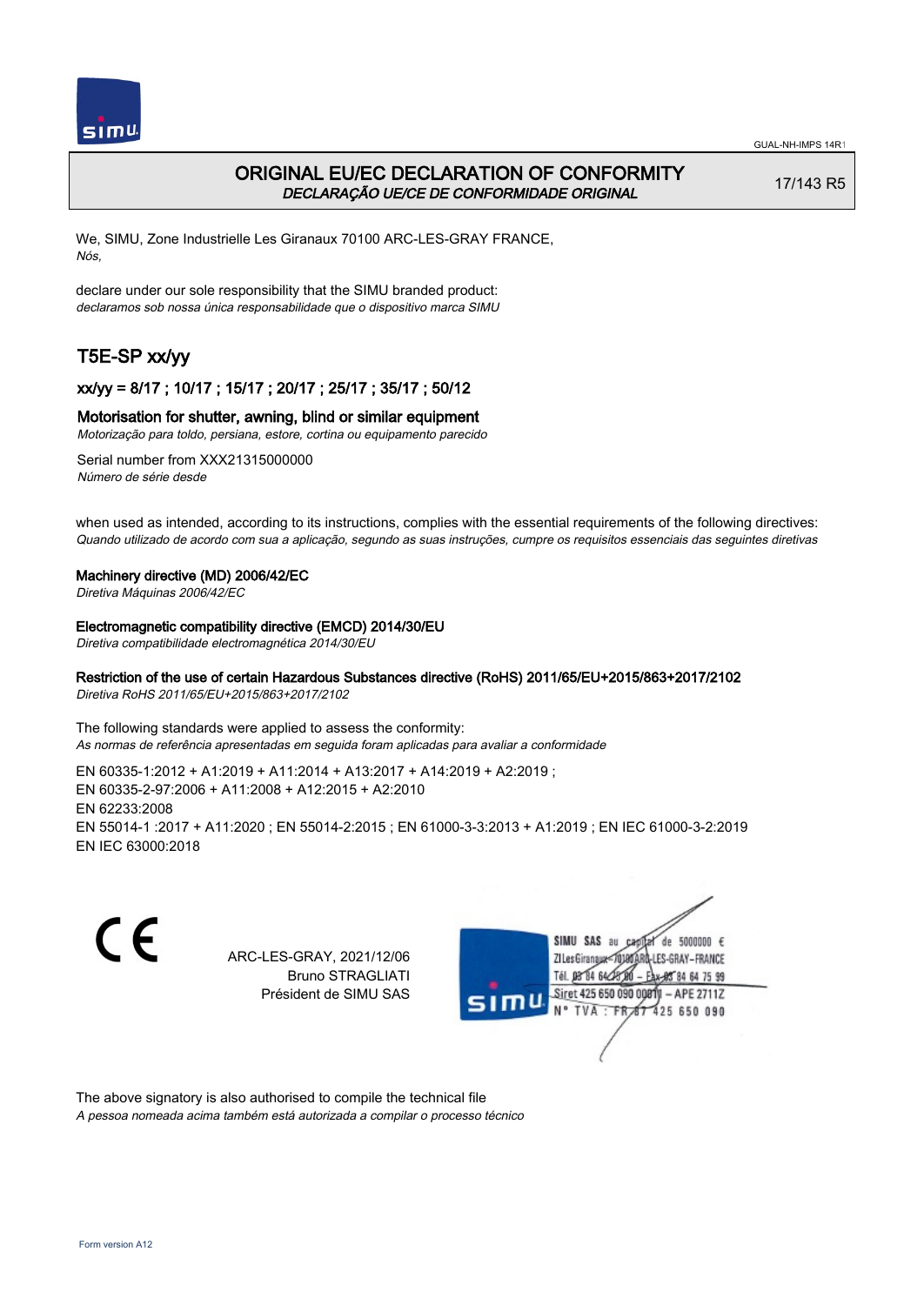# ORIGINAL EU/EC DECLARATION OF CONFORMITY

*DECLARAÇÃO UE/CE DE CONFORMIDADE ORIGINAL*

17/143 R5

We, SIMU, Zone Industrielle Les Giranaux 70100 ARC-LES-GRAY FRANCE,
*Nós,*

declare under our sole responsibility that the SIMU branded product:
*declaramos sob nossa única responsabilidade que o dispositivo marca SIMU*

## T5E-SP xx/yy

### xx/yy = 8/17 ; 10/17 ; 15/17 ; 20/17 ; 25/17 ; 35/17 ; 50/12

**Motorisation for shutter, awning, blind or similar equipment**
*Motorização para toldo, persiana, estore, cortina ou equipamento parecido*

Serial number from XXX21315000000
*Número de série desde*

when used as intended, according to its instructions, complies with the essential requirements of the following directives:
*Quando utilizado de acordo com sua a aplicação, segundo as suas instruções, cumpre os requisitos essenciais das seguintes diretivas*

**Machinery directive (MD) 2006/42/EC**
*Diretiva Máquinas 2006/42/EC*

**Electromagnetic compatibility directive (EMCD) 2014/30/EU**
*Diretiva compatibilidade electromagnética 2014/30/EU*

**Restriction of the use of certain Hazardous Substances directive (RoHS) 2011/65/EU+2015/863+2017/2102**
*Diretiva RoHS 2011/65/EU+2015/863+2017/2102*

The following standards were applied to assess the conformity:
*As normas de referência apresentadas em seguida foram aplicadas para avaliar a conformidade*

EN 60335-1:2012 + A1:2019 + A11:2014 + A13:2017 + A14:2019 + A2:2019 ;
EN 60335-2-97:2006 + A11:2008 + A12:2015 + A2:2010
EN 62233:2008
EN 55014-1 :2017 + A11:2020 ; EN 55014-2:2015 ; EN 61000-3-3:2013 + A1:2019 ; EN IEC 61000-3-2:2019
EN IEC 63000:2018

CE

ARC-LES-GRAY, 2021/12/06
Bruno STRAGLIATI
Président de SIMU SAS

SIMU SAS au capital de 5000000 €
ZI Les Giranaux 70100 ARC-LES-GRAY-FRANCE
Tél. 03 84 64 75 00 – Fax 03 84 64 75 99
Siret 425 650 090 00011 – APE 2711Z
N° TVA : FR 87 425 650 090

The above signatory is also authorised to compile the technical file
*A pessoa nomeada acima também está autorizada a compilar o processo técnico*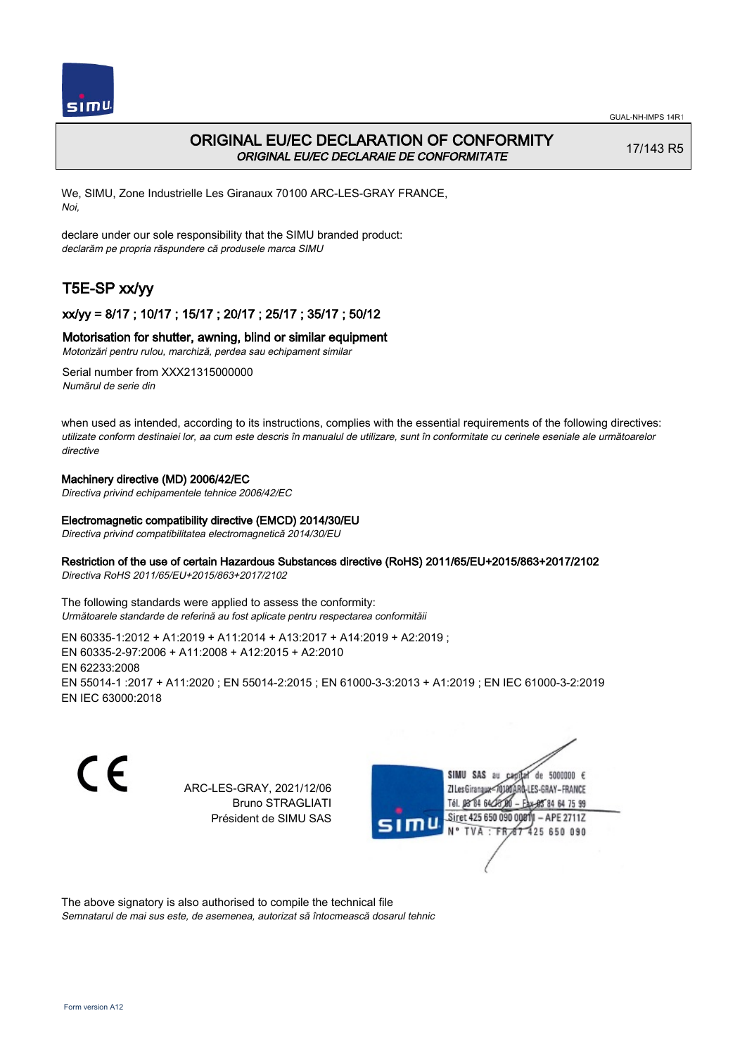# ORIGINAL EU/EC DECLARATION OF CONFORMITY
*ORIGINAL EU/EC DECLARAIE DE CONFORMITATE*

17/143 R5

We, SIMU, Zone Industrielle Les Giranaux 70100 ARC-LES-GRAY FRANCE,
*Noi,*

declare under our sole responsibility that the SIMU branded product:
*declarăm pe propria răspundere că produsele marca SIMU*

## T5E-SP xx/yy

### xx/yy = 8/17 ; 10/17 ; 15/17 ; 20/17 ; 25/17 ; 35/17 ; 50/12

### Motorisation for shutter, awning, blind or similar equipment
*Motorizări pentru rulou, marchiză, perdea sau echipament similar*

Serial number from XXX21315000000
*Numărul de serie din*

when used as intended, according to its instructions, complies with the essential requirements of the following directives:
*utilizate conform destinaiei lor, aa cum este descris în manualul de utilizare, sunt în conformitate cu cerinele eseniale ale următoarelor directive*

**Machinery directive (MD) 2006/42/EC**
*Directiva privind echipamentele tehnice 2006/42/EC*

**Electromagnetic compatibility directive (EMCD) 2014/30/EU**
*Directiva privind compatibilitatea electromagnetică 2014/30/EU*

**Restriction of the use of certain Hazardous Substances directive (RoHS) 2011/65/EU+2015/863+2017/2102**
*Directiva RoHS 2011/65/EU+2015/863+2017/2102*

The following standards were applied to assess the conformity:
*Următoarele standarde de referină au fost aplicate pentru respectarea conformităii*

EN 60335-1:2012 + A1:2019 + A11:2014 + A13:2017 + A14:2019 + A2:2019 ;
EN 60335-2-97:2006 + A11:2008 + A12:2015 + A2:2010
EN 62233:2008
EN 55014-1 :2017 + A11:2020 ; EN 55014-2:2015 ; EN 61000-3-3:2013 + A1:2019 ; EN IEC 61000-3-2:2019
EN IEC 63000:2018

CE

ARC-LES-GRAY, 2021/12/06
Bruno STRAGLIATI
Président de SIMU SAS

SIMU SAS au capital de 5000000 €
ZI Les Giranaux 70100 ARC-LES-GRAY-FRANCE
Tél. 03 84 64 75 00 – Fax 03 84 64 75 99
Siret 425 650 090 00011 – APE 2711Z
N° TVA : FR 67 425 650 090

The above signatory is also authorised to compile the technical file
*Semnatarul de mai sus este, de asemenea, autorizat să întocmească dosarul tehnic*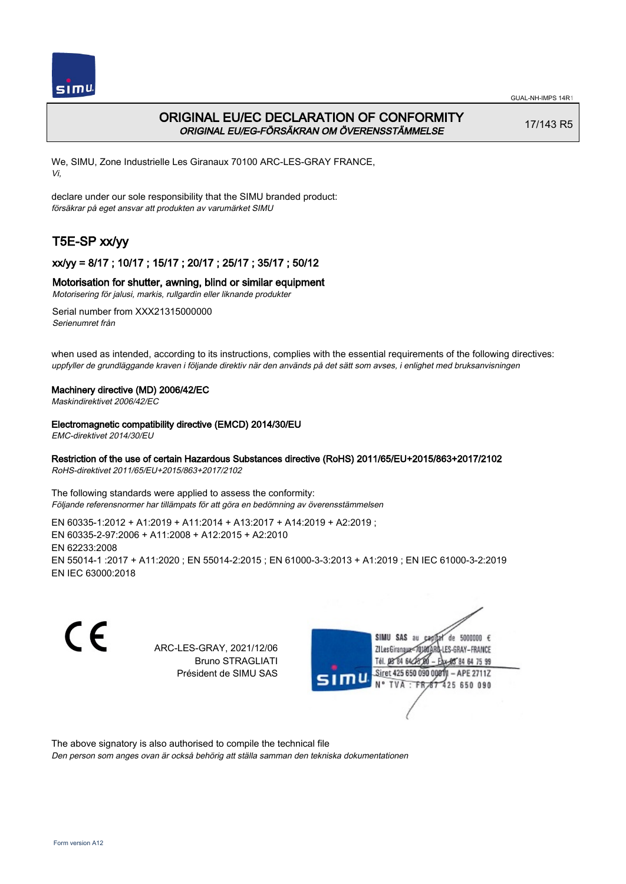# ORIGINAL EU/EC DECLARATION OF CONFORMITY

*ORIGINAL EU/EG-FÖRSÄKRAN OM ÖVERENSSTÄMMELSE*

17/143 R5

We, SIMU, Zone Industrielle Les Giranaux 70100 ARC-LES-GRAY FRANCE,
*Vi,*

declare under our sole responsibility that the SIMU branded product:
*försäkrar på eget ansvar att produkten av varumärket SIMU*

## T5E-SP xx/yy

### xx/yy = 8/17 ; 10/17 ; 15/17 ; 20/17 ; 25/17 ; 35/17 ; 50/12

**Motorisation for shutter, awning, blind or similar equipment**
*Motorisering för jalusi, markis, rullgardin eller liknande produkter*

Serial number from XXX21315000000
*Serienumret från*

when used as intended, according to its instructions, complies with the essential requirements of the following directives:
*uppfyller de grundläggande kraven i följande direktiv när den används på det sätt som avses, i enlighet med bruksanvisningen*

**Machinery directive (MD) 2006/42/EC**
*Maskindirektivet 2006/42/EC*

**Electromagnetic compatibility directive (EMCD) 2014/30/EU**
*EMC-direktivet 2014/30/EU*

**Restriction of the use of certain Hazardous Substances directive (RoHS) 2011/65/EU+2015/863+2017/2102**
*RoHS-direktivet 2011/65/EU+2015/863+2017/2102*

The following standards were applied to assess the conformity:
*Följande referensnormer har tillämpats för att göra en bedömning av överensstämmelsen*

EN 60335-1:2012 + A1:2019 + A11:2014 + A13:2017 + A14:2019 + A2:2019 ;
EN 60335-2-97:2006 + A11:2008 + A12:2015 + A2:2010
EN 62233:2008
EN 55014-1 :2017 + A11:2020 ; EN 55014-2:2015 ; EN 61000-3-3:2013 + A1:2019 ; EN IEC 61000-3-2:2019
EN IEC 63000:2018

CE

ARC-LES-GRAY, 2021/12/06
Bruno STRAGLIATI
Président de SIMU SAS

SIMU SAS au capital de 5000000 €
ZI Les Giranaux 70100 ARC-LES-GRAY-FRANCE
Tél. 03 84 64 75 00 – Fax 03 84 64 75 99
Siret 425 650 090 00011 – APE 2711Z
N° TVA : FR 87 425 650 090

The above signatory is also authorised to compile the technical file
*Den person som anges ovan är också behörig att ställa samman den tekniska dokumentationen*

Form version A12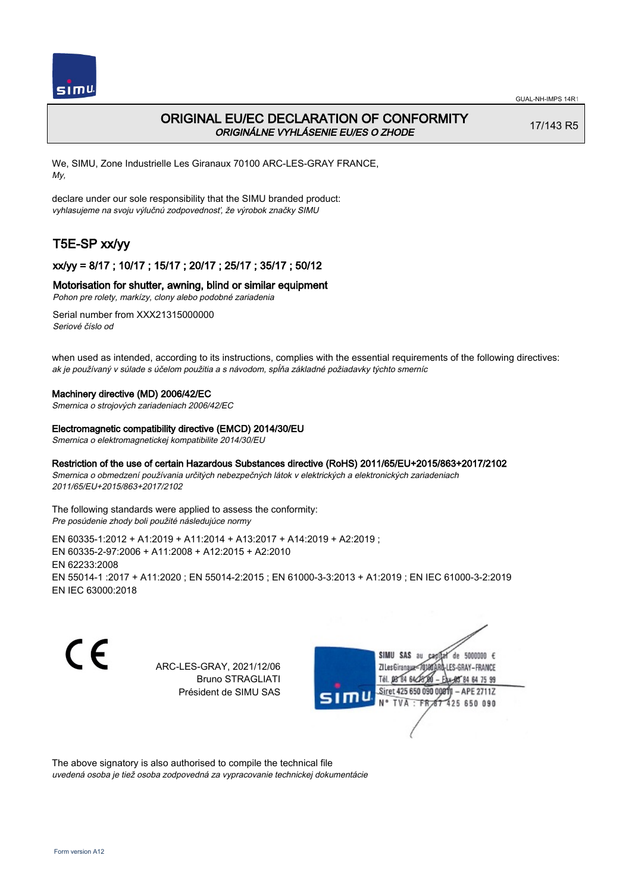# ORIGINAL EU/EC DECLARATION OF CONFORMITY
*ORIGINÁLNE VYHLÁSENIE EU/ES O ZHODE*

17/143 R5

We, SIMU, Zone Industrielle Les Giranaux 70100 ARC-LES-GRAY FRANCE,
*My,*

declare under our sole responsibility that the SIMU branded product:
*vyhlasujeme na svoju výlučnú zodpovednosť, že výrobok značky SIMU*

## T5E-SP xx/yy

### xx/yy = 8/17 ; 10/17 ; 15/17 ; 20/17 ; 25/17 ; 35/17 ; 50/12

**Motorisation for shutter, awning, blind or similar equipment**
*Pohon pre rolety, markízy, clony alebo podobné zariadenia*

Serial number from XXX21315000000
*Seriové číslo od*

when used as intended, according to its instructions, complies with the essential requirements of the following directives:
*ak je používaný v súlade s účelom použitia a s návodom, spĺňa základné požiadavky týchto smerníc*

**Machinery directive (MD) 2006/42/EC**
*Smernica o strojových zariadeniach 2006/42/EC*

**Electromagnetic compatibility directive (EMCD) 2014/30/EU**
*Smernica o elektromagnetickej kompatibilite 2014/30/EU*

**Restriction of the use of certain Hazardous Substances directive (RoHS) 2011/65/EU+2015/863+2017/2102**
*Smernica o obmedzení používania určitých nebezpečných látok v elektrických a elektronických zariadeniach 2011/65/EU+2015/863+2017/2102*

The following standards were applied to assess the conformity:
*Pre posúdenie zhody boli použité následujúce normy*

EN 60335-1:2012 + A1:2019 + A11:2014 + A13:2017 + A14:2019 + A2:2019 ;
EN 60335-2-97:2006 + A11:2008 + A12:2015 + A2:2010
EN 62233:2008
EN 55014-1 :2017 + A11:2020 ; EN 55014-2:2015 ; EN 61000-3-3:2013 + A1:2019 ; EN IEC 61000-3-2:2019
EN IEC 63000:2018

ARC-LES-GRAY, 2021/12/06
Bruno STRAGLIATI
Président de SIMU SAS

SIMU SAS au capital de 5000000 €
ZI Les Giranaux 70100 ARC-LES-GRAY-FRANCE
Tél. 03 84 64 75 00 – Fax 03 84 64 75 99
Siret 425 650 090 00011 – APE 2711Z
N° TVA : FR 67 425 650 090

The above signatory is also authorised to compile the technical file
*uvedená osoba je tiež osoba zodpovedná za vypracovanie technickej dokumentácie*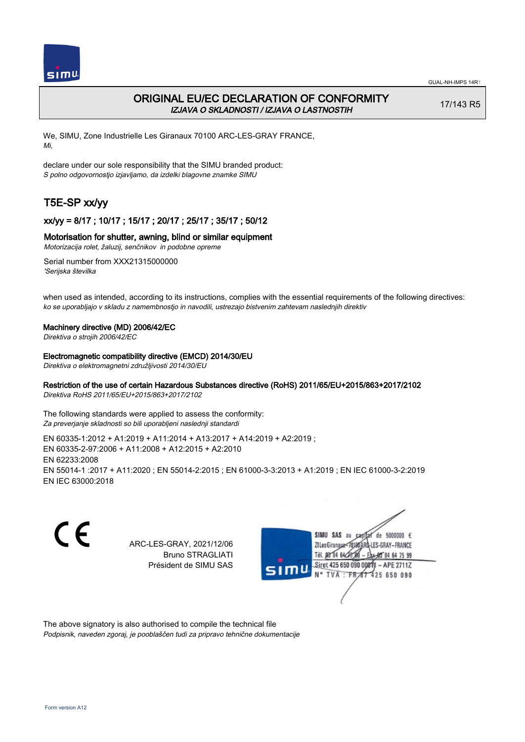# ORIGINAL EU/EC DECLARATION OF CONFORMITY

*IZJAVA O SKLADNOSTI / IZJAVA O LASTNOSTIH*

17/143 R5

We, SIMU, Zone Industrielle Les Giranaux 70100 ARC-LES-GRAY FRANCE,
*Mi,*

declare under our sole responsibility that the SIMU branded product:
*S polno odgovornostjo izjavljamo, da izdelki blagovne znamke SIMU*

## T5E-SP xx/yy

### xx/yy = 8/17 ; 10/17 ; 15/17 ; 20/17 ; 25/17 ; 35/17 ; 50/12

### Motorisation for shutter, awning, blind or similar equipment

*Motorizacija rolet, žaluzij, senčnikov in podobne opreme*

Serial number from XXX21315000000
*'Serijska številka*

when used as intended, according to its instructions, complies with the essential requirements of the following directives:
*ko se uporabljajo v skladu z namembnostjo in navodili, ustrezajo bistvenim zahtevam naslednjih direktiv*

**Machinery directive (MD) 2006/42/EC**
*Direktiva o strojih 2006/42/EC*

**Electromagnetic compatibility directive (EMCD) 2014/30/EU**
*Direktiva o elektromagnetni združljivosti 2014/30/EU*

**Restriction of the use of certain Hazardous Substances directive (RoHS) 2011/65/EU+2015/863+2017/2102**
*Direktiva RoHS 2011/65/EU+2015/863+2017/2102*

The following standards were applied to assess the conformity:
*Za preverjanje skladnosti so bili uporabljeni naslednji standardi*

EN 60335-1:2012 + A1:2019 + A11:2014 + A13:2017 + A14:2019 + A2:2019 ;
EN 60335-2-97:2006 + A11:2008 + A12:2015 + A2:2010
EN 62233:2008
EN 55014-1 :2017 + A11:2020 ; EN 55014-2:2015 ; EN 61000-3-3:2013 + A1:2019 ; EN IEC 61000-3-2:2019
EN IEC 63000:2018

ARC-LES-GRAY, 2021/12/06
Bruno STRAGLIATI
Président de SIMU SAS

SIMU SAS au capital de 5000000 €
ZI Les Giranaux 70100 ARC-LES-GRAY-FRANCE
Tél. 03 84 64 75 00 – Fax 03 84 64 75 99
Siret 425 650 090 00011 – APE 2711Z
N° TVA : FR 87 425 650 090

The above signatory is also authorised to compile the technical file
*Podpisnik, naveden zgoraj, je pooblaščen tudi za pripravo tehnične dokumentacije*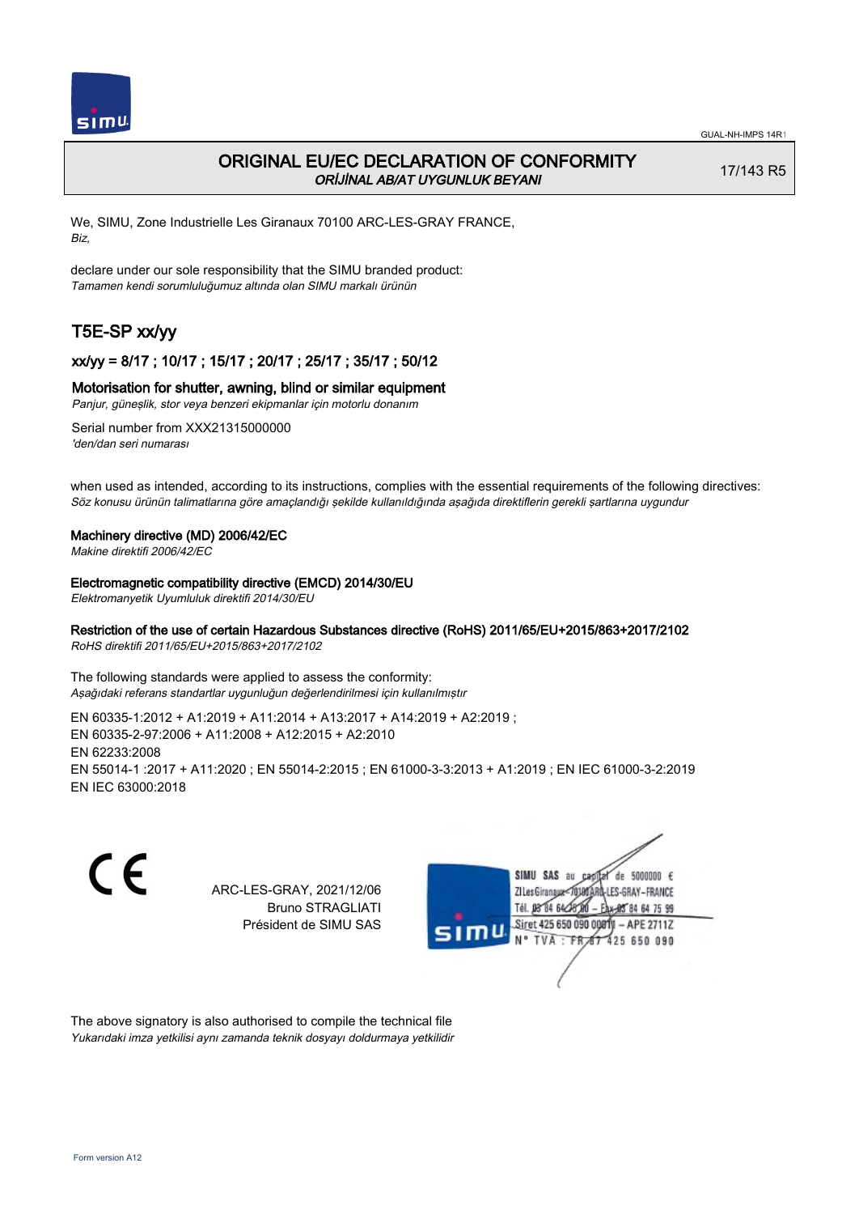# ORIGINAL EU/EC DECLARATION OF CONFORMITY

*ORİJİNAL AB/AT UYGUNLUK BEYANI*

17/143 R5

We, SIMU, Zone Industrielle Les Giranaux 70100 ARC-LES-GRAY FRANCE,
*Biz,*

declare under our sole responsibility that the SIMU branded product:
*Tamamen kendi sorumluluğumuz altında olan SIMU markalı ürünün*

## T5E-SP xx/yy

### xx/yy = 8/17 ; 10/17 ; 15/17 ; 20/17 ; 25/17 ; 35/17 ; 50/12

### Motorisation for shutter, awning, blind or similar equipment

*Panjur, güneşlik, stor veya benzeri ekipmanlar için motorlu donanım*

Serial number from XXX21315000000
*'den/dan seri numarası*

when used as intended, according to its instructions, complies with the essential requirements of the following directives:
*Söz konusu ürünün talimatlarına göre amaçlandığı şekilde kullanıldığında aşağıda direktiflerin gerekli şartlarına uygundur*

**Machinery directive (MD) 2006/42/EC**
*Makine direktifi 2006/42/EC*

**Electromagnetic compatibility directive (EMCD) 2014/30/EU**
*Elektromanyetik Uyumluluk direktifi 2014/30/EU*

**Restriction of the use of certain Hazardous Substances directive (RoHS) 2011/65/EU+2015/863+2017/2102**
*RoHS direktifi 2011/65/EU+2015/863+2017/2102*

The following standards were applied to assess the conformity:
*Aşağıdaki referans standartlar uygunluğun değerlendirilmesi için kullanılmıştır*

EN 60335-1:2012 + A1:2019 + A11:2014 + A13:2017 + A14:2019 + A2:2019 ;
EN 60335-2-97:2006 + A11:2008 + A12:2015 + A2:2010
EN 62233:2008
EN 55014-1 :2017 + A11:2020 ; EN 55014-2:2015 ; EN 61000-3-3:2013 + A1:2019 ; EN IEC 61000-3-2:2019
EN IEC 63000:2018

CE

ARC-LES-GRAY, 2021/12/06
Bruno STRAGLIATI
Président de SIMU SAS

SIMU SAS au capital de 5000000 €
ZI Les Giranaux 70100 ARC-LES-GRAY-FRANCE
Tél. 03 84 64 75 00 – Fax 03 84 64 75 99
Siret 425 650 090 00011 – APE 2711Z
N° TVA : FR 67 425 650 090

The above signatory is also authorised to compile the technical file
*Yukarıdaki imza yetkilisi aynı zamanda teknik dosyayı doldurmaya yetkilidir*